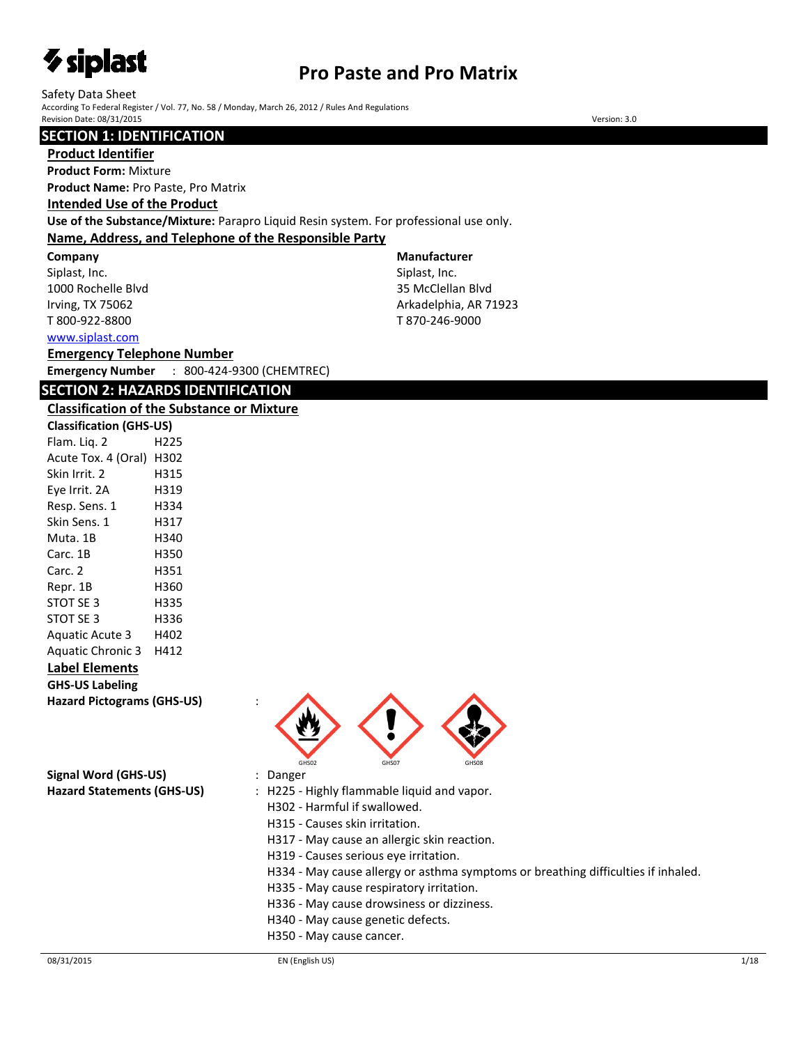# Pro Paste and Pro Matrix

Safety Data Sheet

According To Federal Register / Vol. 77, No. 58 / Monday, March 26, 2012 / Rules And Regulations

Revision Date: 08/31/2015

Version: 3.0

## SECTION 1: IDENTIFICATION

### Product Identifier

**Product Form:** Mixture

**Product Name:** Pro Paste, Pro Matrix

### Intended Use of the Product

**Use of the Substance/Mixture:** Parapro Liquid Resin system. For professional use only.

### Name, Address, and Telephone of the Responsible Party

**Company**
Siplast, Inc.
1000 Rochelle Blvd
Irving, TX 75062
T 800-922-8800
www.siplast.com

**Manufacturer**
Siplast, Inc.
35 McClellan Blvd
Arkadelphia, AR 71923
T 870-246-9000

### Emergency Telephone Number

**Emergency Number** : 800-424-9300 (CHEMTREC)

## SECTION 2: HAZARDS IDENTIFICATION

### Classification of the Substance or Mixture

**Classification (GHS-US)**

| | |
|---|---|
| Flam. Liq. 2 | H225 |
| Acute Tox. 4 (Oral) | H302 |
| Skin Irrit. 2 | H315 |
| Eye Irrit. 2A | H319 |
| Resp. Sens. 1 | H334 |
| Skin Sens. 1 | H317 |
| Muta. 1B | H340 |
| Carc. 1B | H350 |
| Carc. 2 | H351 |
| Repr. 1B | H360 |
| STOT SE 3 | H335 |
| STOT SE 3 | H336 |
| Aquatic Acute 3 | H402 |
| Aquatic Chronic 3 | H412 |

### Label Elements

**GHS-US Labeling**

**Hazard Pictograms (GHS-US)** :

GHS02 GHS07 GHS08

**Signal Word (GHS-US)** : Danger

**Hazard Statements (GHS-US)** : H225 - Highly flammable liquid and vapor.
H302 - Harmful if swallowed.
H315 - Causes skin irritation.
H317 - May cause an allergic skin reaction.
H319 - Causes serious eye irritation.
H334 - May cause allergy or asthma symptoms or breathing difficulties if inhaled.
H335 - May cause respiratory irritation.
H336 - May cause drowsiness or dizziness.
H340 - May cause genetic defects.
H350 - May cause cancer.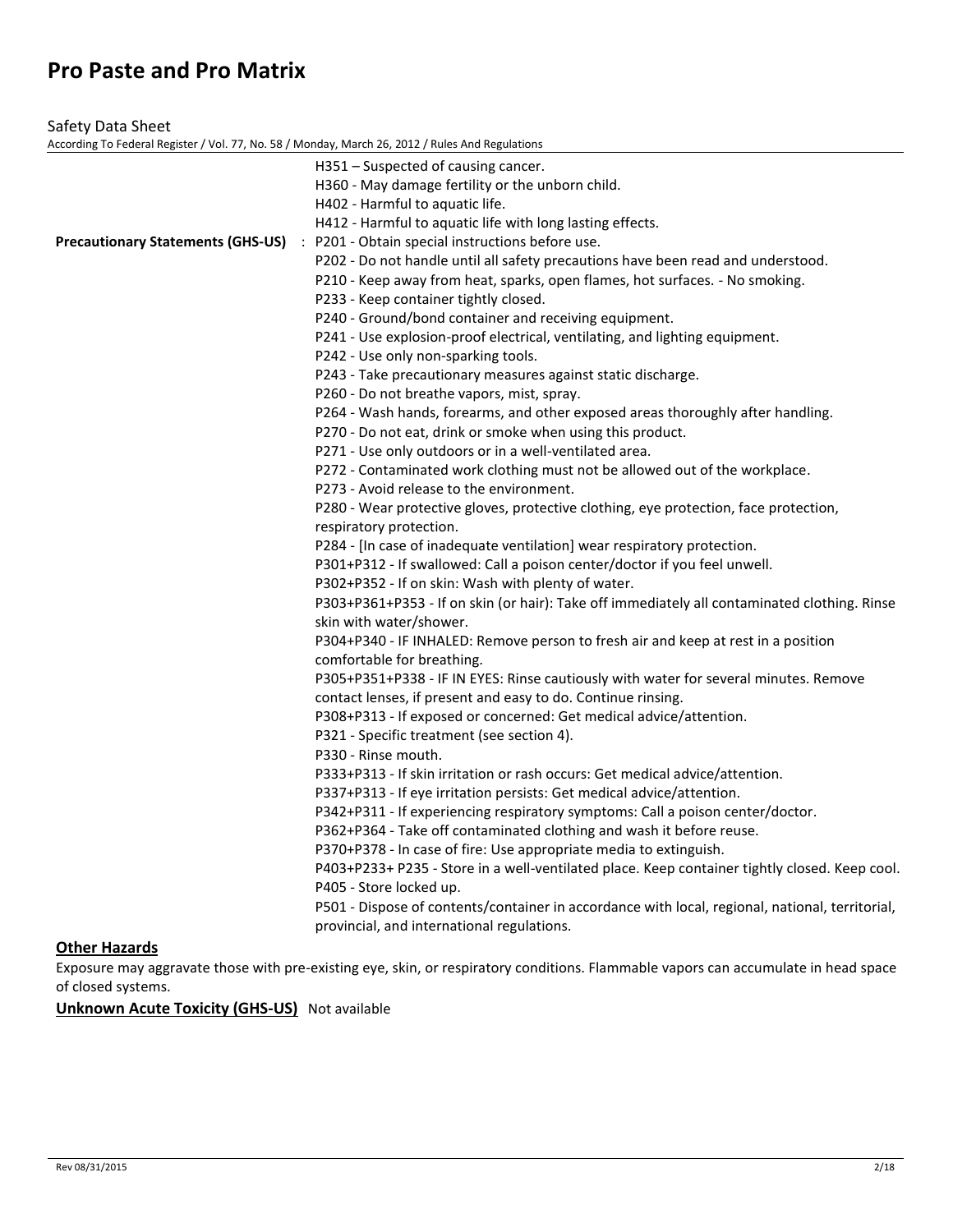H351 – Suspected of causing cancer.
H360 - May damage fertility or the unborn child.
H402 - Harmful to aquatic life.
H412 - Harmful to aquatic life with long lasting effects.

**Precautionary Statements (GHS-US)** : P201 - Obtain special instructions before use.
P202 - Do not handle until all safety precautions have been read and understood.
P210 - Keep away from heat, sparks, open flames, hot surfaces. - No smoking.
P233 - Keep container tightly closed.
P240 - Ground/bond container and receiving equipment.
P241 - Use explosion-proof electrical, ventilating, and lighting equipment.
P242 - Use only non-sparking tools.
P243 - Take precautionary measures against static discharge.
P260 - Do not breathe vapors, mist, spray.
P264 - Wash hands, forearms, and other exposed areas thoroughly after handling.
P270 - Do not eat, drink or smoke when using this product.
P271 - Use only outdoors or in a well-ventilated area.
P272 - Contaminated work clothing must not be allowed out of the workplace.
P273 - Avoid release to the environment.
P280 - Wear protective gloves, protective clothing, eye protection, face protection, respiratory protection.
P284 - [In case of inadequate ventilation] wear respiratory protection.
P301+P312 - If swallowed: Call a poison center/doctor if you feel unwell.
P302+P352 - If on skin: Wash with plenty of water.
P303+P361+P353 - If on skin (or hair): Take off immediately all contaminated clothing. Rinse skin with water/shower.
P304+P340 - IF INHALED: Remove person to fresh air and keep at rest in a position comfortable for breathing.
P305+P351+P338 - IF IN EYES: Rinse cautiously with water for several minutes. Remove contact lenses, if present and easy to do. Continue rinsing.
P308+P313 - If exposed or concerned: Get medical advice/attention.
P321 - Specific treatment (see section 4).
P330 - Rinse mouth.
P333+P313 - If skin irritation or rash occurs: Get medical advice/attention.
P337+P313 - If eye irritation persists: Get medical advice/attention.
P342+P311 - If experiencing respiratory symptoms: Call a poison center/doctor.
P362+P364 - Take off contaminated clothing and wash it before reuse.
P370+P378 - In case of fire: Use appropriate media to extinguish.
P403+P233+ P235 - Store in a well-ventilated place. Keep container tightly closed. Keep cool.
P405 - Store locked up.
P501 - Dispose of contents/container in accordance with local, regional, national, territorial, provincial, and international regulations.

## Other Hazards

Exposure may aggravate those with pre-existing eye, skin, or respiratory conditions. Flammable vapors can accumulate in head space of closed systems.

**Unknown Acute Toxicity (GHS-US)** Not available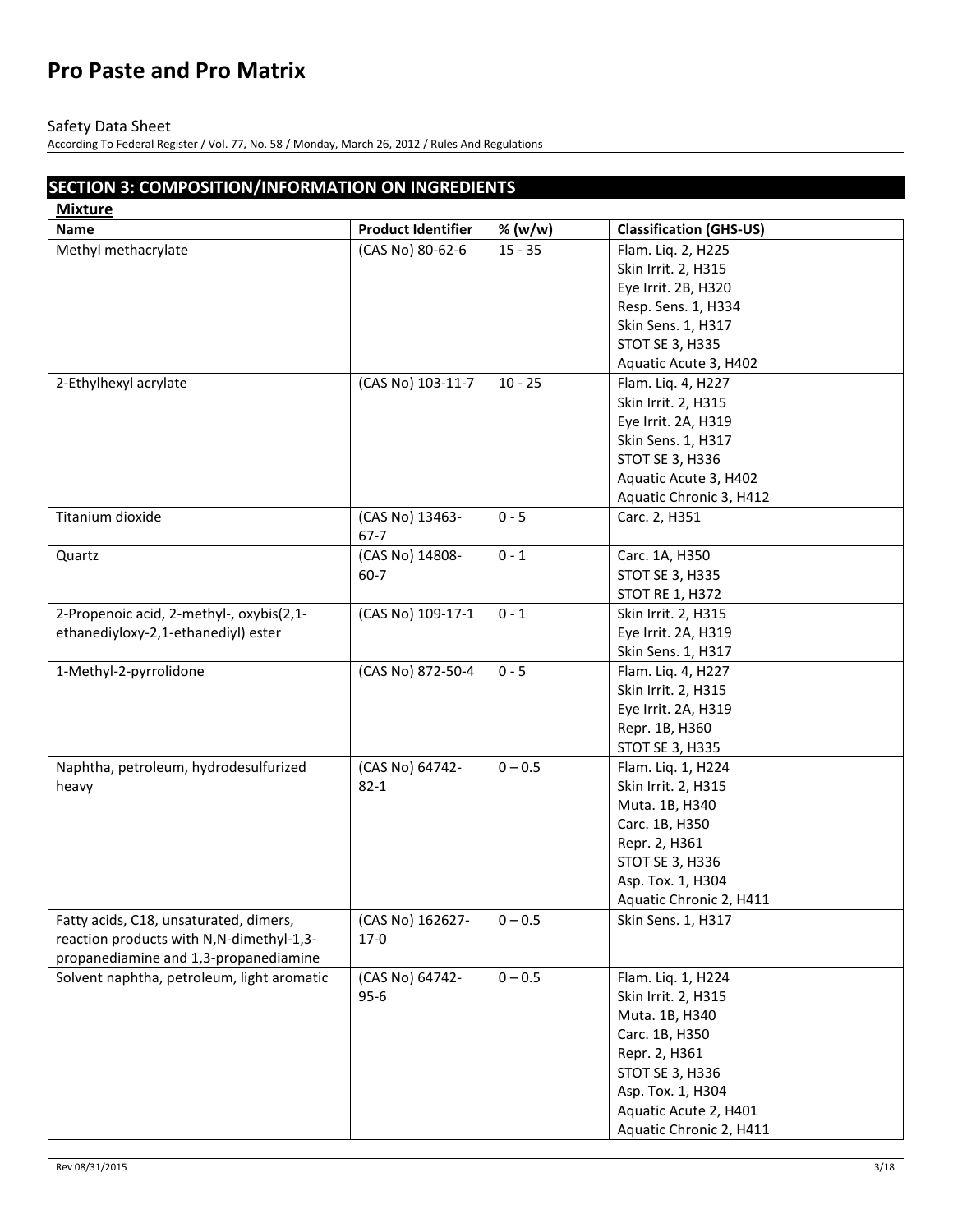## SECTION 3: COMPOSITION/INFORMATION ON INGREDIENTS

**Mixture**

| Name | Product Identifier | % (w/w) | Classification (GHS-US) |
|---|---|---|---|
| Methyl methacrylate | (CAS No) 80-62-6 | 15 - 35 | Flam. Liq. 2, H225<br>Skin Irrit. 2, H315<br>Eye Irrit. 2B, H320<br>Resp. Sens. 1, H334<br>Skin Sens. 1, H317<br>STOT SE 3, H335<br>Aquatic Acute 3, H402 |
| 2-Ethylhexyl acrylate | (CAS No) 103-11-7 | 10 - 25 | Flam. Liq. 4, H227<br>Skin Irrit. 2, H315<br>Eye Irrit. 2A, H319<br>Skin Sens. 1, H317<br>STOT SE 3, H336<br>Aquatic Acute 3, H402<br>Aquatic Chronic 3, H412 |
| Titanium dioxide | (CAS No) 13463-67-7 | 0 - 5 | Carc. 2, H351 |
| Quartz | (CAS No) 14808-60-7 | 0 - 1 | Carc. 1A, H350<br>STOT SE 3, H335<br>STOT RE 1, H372 |
| 2-Propenoic acid, 2-methyl-, oxybis(2,1-ethanediyloxy-2,1-ethanediyl) ester | (CAS No) 109-17-1 | 0 - 1 | Skin Irrit. 2, H315<br>Eye Irrit. 2A, H319<br>Skin Sens. 1, H317 |
| 1-Methyl-2-pyrrolidone | (CAS No) 872-50-4 | 0 - 5 | Flam. Liq. 4, H227<br>Skin Irrit. 2, H315<br>Eye Irrit. 2A, H319<br>Repr. 1B, H360<br>STOT SE 3, H335 |
| Naphtha, petroleum, hydrodesulfurized heavy | (CAS No) 64742-82-1 | 0 – 0.5 | Flam. Liq. 1, H224<br>Skin Irrit. 2, H315<br>Muta. 1B, H340<br>Carc. 1B, H350<br>Repr. 2, H361<br>STOT SE 3, H336<br>Asp. Tox. 1, H304<br>Aquatic Chronic 2, H411 |
| Fatty acids, C18, unsaturated, dimers, reaction products with N,N-dimethyl-1,3-propanediamine and 1,3-propanediamine | (CAS No) 162627-17-0 | 0 – 0.5 | Skin Sens. 1, H317 |
| Solvent naphtha, petroleum, light aromatic | (CAS No) 64742-95-6 | 0 – 0.5 | Flam. Liq. 1, H224<br>Skin Irrit. 2, H315<br>Muta. 1B, H340<br>Carc. 1B, H350<br>Repr. 2, H361<br>STOT SE 3, H336<br>Asp. Tox. 1, H304<br>Aquatic Acute 2, H401<br>Aquatic Chronic 2, H411 |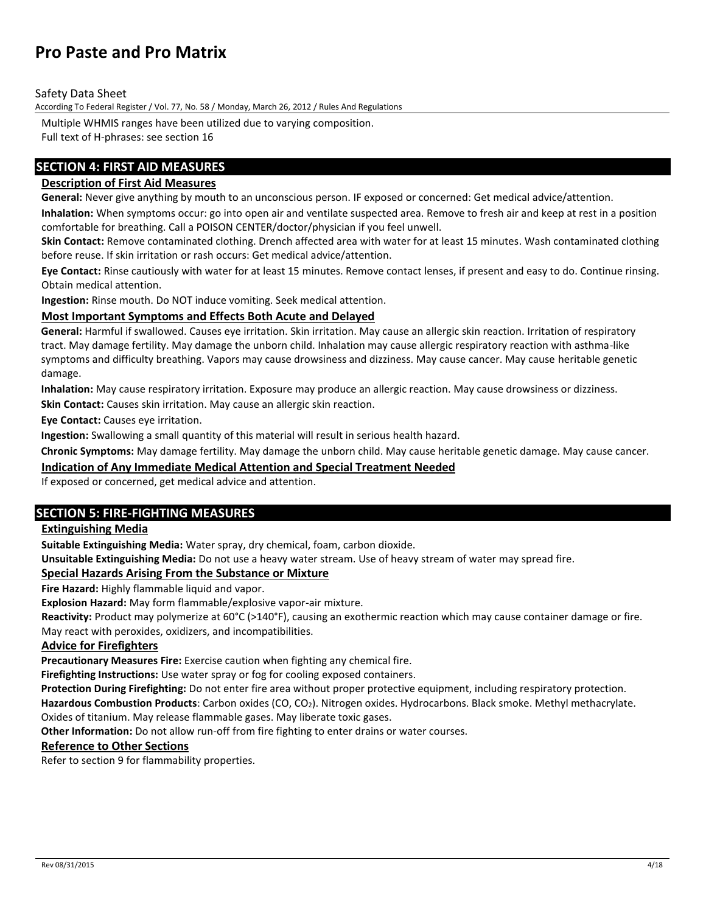Multiple WHMIS ranges have been utilized due to varying composition.

Full text of H-phrases: see section 16

## SECTION 4: FIRST AID MEASURES

### Description of First Aid Measures

**General:** Never give anything by mouth to an unconscious person. IF exposed or concerned: Get medical advice/attention.

**Inhalation:** When symptoms occur: go into open air and ventilate suspected area. Remove to fresh air and keep at rest in a position comfortable for breathing. Call a POISON CENTER/doctor/physician if you feel unwell.

**Skin Contact:** Remove contaminated clothing. Drench affected area with water for at least 15 minutes. Wash contaminated clothing before reuse. If skin irritation or rash occurs: Get medical advice/attention.

**Eye Contact:** Rinse cautiously with water for at least 15 minutes. Remove contact lenses, if present and easy to do. Continue rinsing. Obtain medical attention.

**Ingestion:** Rinse mouth. Do NOT induce vomiting. Seek medical attention.

### Most Important Symptoms and Effects Both Acute and Delayed

**General:** Harmful if swallowed. Causes eye irritation. Skin irritation. May cause an allergic skin reaction. Irritation of respiratory tract. May damage fertility. May damage the unborn child. Inhalation may cause allergic respiratory reaction with asthma-like symptoms and difficulty breathing. Vapors may cause drowsiness and dizziness. May cause cancer. May cause heritable genetic damage.

**Inhalation:** May cause respiratory irritation. Exposure may produce an allergic reaction. May cause drowsiness or dizziness.

**Skin Contact:** Causes skin irritation. May cause an allergic skin reaction.

**Eye Contact:** Causes eye irritation.

**Ingestion:** Swallowing a small quantity of this material will result in serious health hazard.

**Chronic Symptoms:** May damage fertility. May damage the unborn child. May cause heritable genetic damage. May cause cancer.

### Indication of Any Immediate Medical Attention and Special Treatment Needed

If exposed or concerned, get medical advice and attention.

## SECTION 5: FIRE-FIGHTING MEASURES

### Extinguishing Media

**Suitable Extinguishing Media:** Water spray, dry chemical, foam, carbon dioxide.

**Unsuitable Extinguishing Media:** Do not use a heavy water stream. Use of heavy stream of water may spread fire.

### Special Hazards Arising From the Substance or Mixture

**Fire Hazard:** Highly flammable liquid and vapor.

**Explosion Hazard:** May form flammable/explosive vapor-air mixture.

**Reactivity:** Product may polymerize at 60°C (>140°F), causing an exothermic reaction which may cause container damage or fire. May react with peroxides, oxidizers, and incompatibilities.

### Advice for Firefighters

**Precautionary Measures Fire:** Exercise caution when fighting any chemical fire.

**Firefighting Instructions:** Use water spray or fog for cooling exposed containers.

**Protection During Firefighting:** Do not enter fire area without proper protective equipment, including respiratory protection.

**Hazardous Combustion Products**: Carbon oxides ($CO$, $CO_2$). Nitrogen oxides. Hydrocarbons. Black smoke. Methyl methacrylate. Oxides of titanium. May release flammable gases. May liberate toxic gases.

**Other Information:** Do not allow run-off from fire fighting to enter drains or water courses.

### Reference to Other Sections

Refer to section 9 for flammability properties.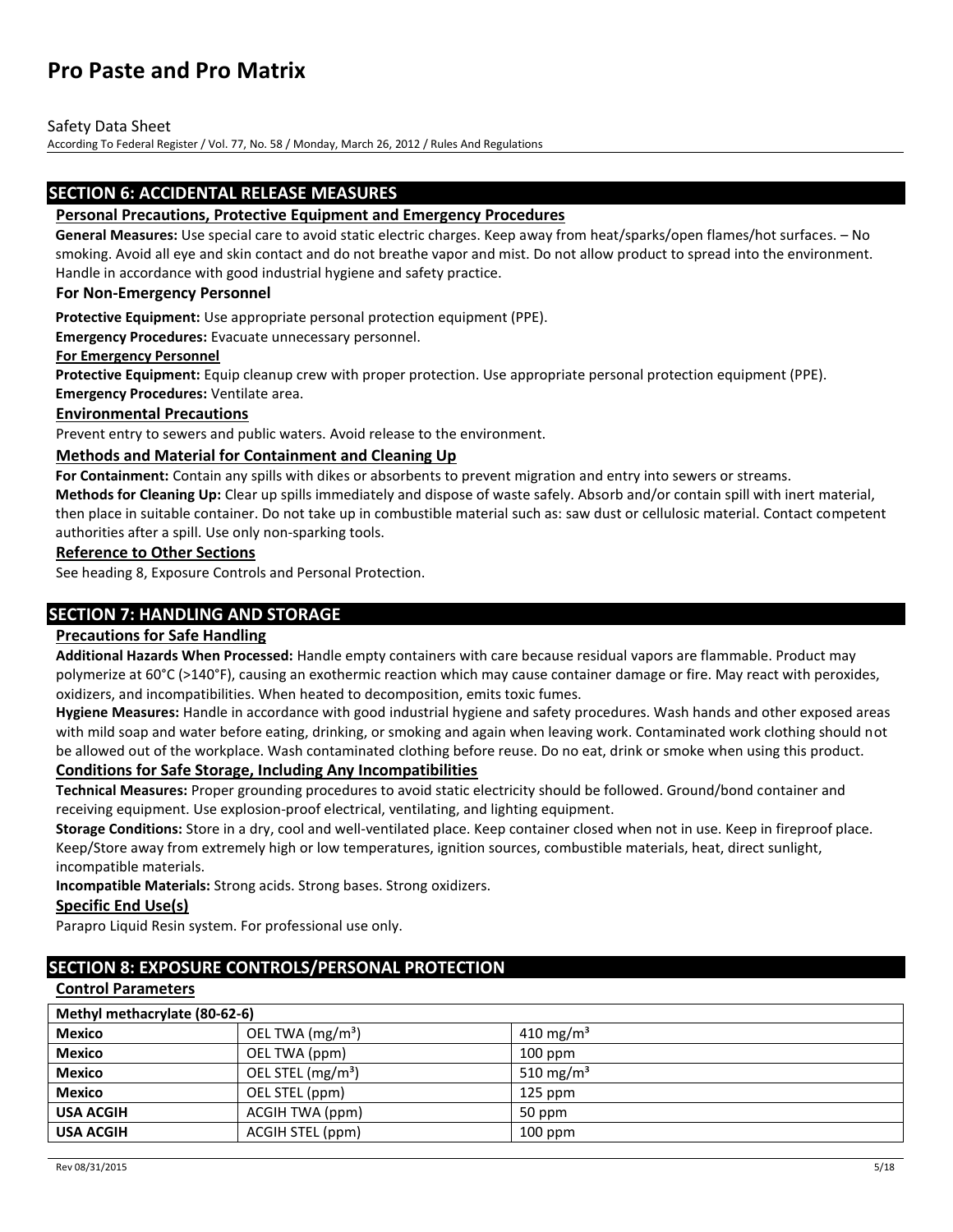## SECTION 6: ACCIDENTAL RELEASE MEASURES

### Personal Precautions, Protective Equipment and Emergency Procedures

**General Measures:** Use special care to avoid static electric charges. Keep away from heat/sparks/open flames/hot surfaces. – No smoking. Avoid all eye and skin contact and do not breathe vapor and mist. Do not allow product to spread into the environment. Handle in accordance with good industrial hygiene and safety practice.

**For Non-Emergency Personnel**

**Protective Equipment:** Use appropriate personal protection equipment (PPE).

**Emergency Procedures:** Evacuate unnecessary personnel.

**For Emergency Personnel**

**Protective Equipment:** Equip cleanup crew with proper protection. Use appropriate personal protection equipment (PPE).

**Emergency Procedures:** Ventilate area.

### Environmental Precautions

Prevent entry to sewers and public waters. Avoid release to the environment.

### Methods and Material for Containment and Cleaning Up

**For Containment:** Contain any spills with dikes or absorbents to prevent migration and entry into sewers or streams.

**Methods for Cleaning Up:** Clear up spills immediately and dispose of waste safely. Absorb and/or contain spill with inert material, then place in suitable container. Do not take up in combustible material such as: saw dust or cellulosic material. Contact competent authorities after a spill. Use only non-sparking tools.

### Reference to Other Sections

See heading 8, Exposure Controls and Personal Protection.

## SECTION 7: HANDLING AND STORAGE

### Precautions for Safe Handling

**Additional Hazards When Processed:** Handle empty containers with care because residual vapors are flammable. Product may polymerize at 60°C (>140°F), causing an exothermic reaction which may cause container damage or fire. May react with peroxides, oxidizers, and incompatibilities. When heated to decomposition, emits toxic fumes.

**Hygiene Measures:** Handle in accordance with good industrial hygiene and safety procedures. Wash hands and other exposed areas with mild soap and water before eating, drinking, or smoking and again when leaving work. Contaminated work clothing should not be allowed out of the workplace. Wash contaminated clothing before reuse. Do no eat, drink or smoke when using this product.

### Conditions for Safe Storage, Including Any Incompatibilities

**Technical Measures:** Proper grounding procedures to avoid static electricity should be followed. Ground/bond container and receiving equipment. Use explosion-proof electrical, ventilating, and lighting equipment.

**Storage Conditions:** Store in a dry, cool and well-ventilated place. Keep container closed when not in use. Keep in fireproof place. Keep/Store away from extremely high or low temperatures, ignition sources, combustible materials, heat, direct sunlight, incompatible materials.

**Incompatible Materials:** Strong acids. Strong bases. Strong oxidizers.

### Specific End Use(s)

Parapro Liquid Resin system. For professional use only.

## SECTION 8: EXPOSURE CONTROLS/PERSONAL PROTECTION

### Control Parameters

| Methyl methacrylate (80-62-6) | | |
|---|---|---|
| **Mexico** | OEL TWA ($mg/m^3$) | 410 $mg/m^3$ |
| **Mexico** | OEL TWA (ppm) | 100 ppm |
| **Mexico** | OEL STEL ($mg/m^3$) | 510 $mg/m^3$ |
| **Mexico** | OEL STEL (ppm) | 125 ppm |
| **USA ACGIH** | ACGIH TWA (ppm) | 50 ppm |
| **USA ACGIH** | ACGIH STEL (ppm) | 100 ppm |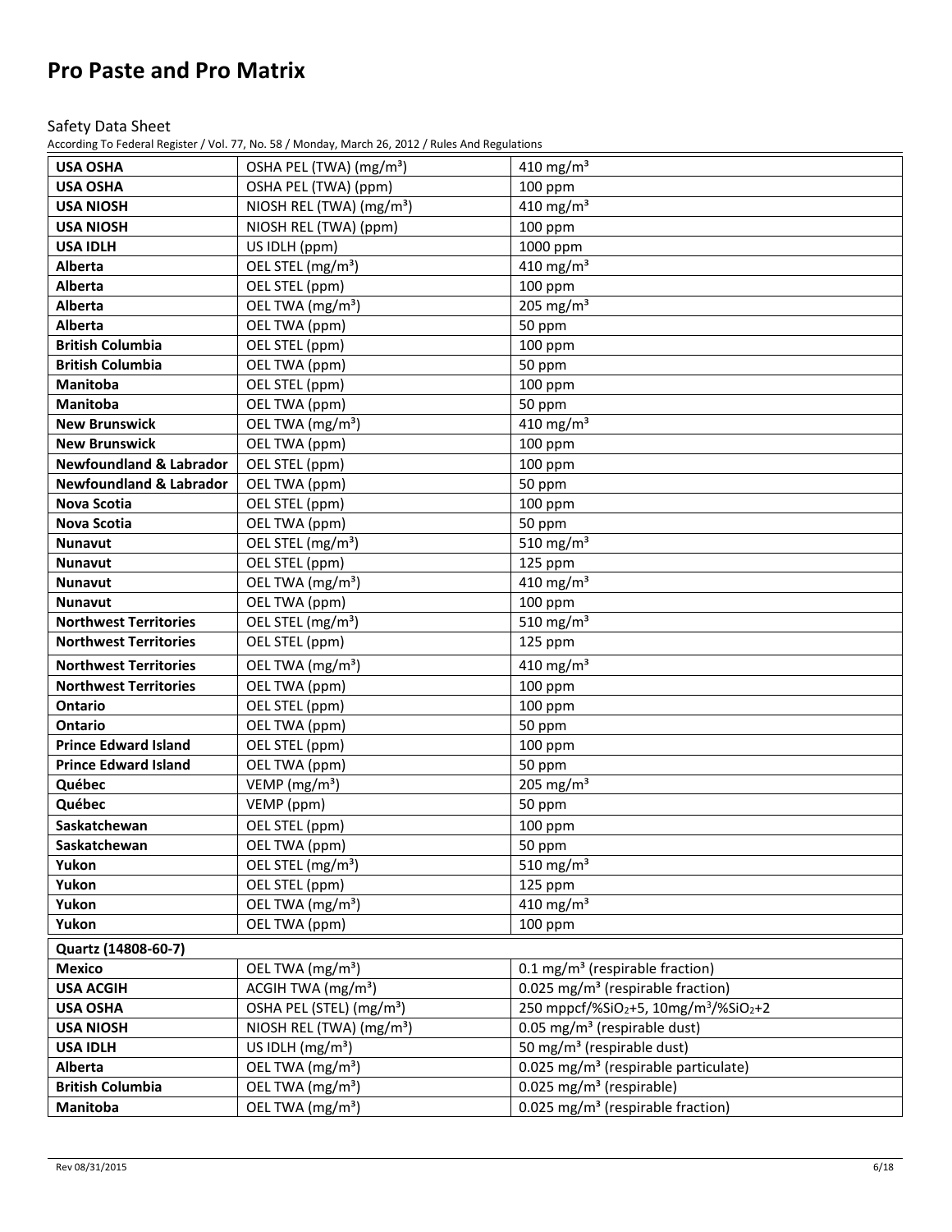# Pro Paste and Pro Matrix

Safety Data Sheet

According To Federal Register / Vol. 77, No. 58 / Monday, March 26, 2012 / Rules And Regulations

| | | |
|---|---|---|
| **USA OSHA** | OSHA PEL (TWA) ($mg/m^3$) | 410 $mg/m^3$ |
| **USA OSHA** | OSHA PEL (TWA) (ppm) | 100 ppm |
| **USA NIOSH** | NIOSH REL (TWA) ($mg/m^3$) | 410 $mg/m^3$ |
| **USA NIOSH** | NIOSH REL (TWA) (ppm) | 100 ppm |
| **USA IDLH** | US IDLH (ppm) | 1000 ppm |
| **Alberta** | OEL STEL ($mg/m^3$) | 410 $mg/m^3$ |
| **Alberta** | OEL STEL (ppm) | 100 ppm |
| **Alberta** | OEL TWA ($mg/m^3$) | 205 $mg/m^3$ |
| **Alberta** | OEL TWA (ppm) | 50 ppm |
| **British Columbia** | OEL STEL (ppm) | 100 ppm |
| **British Columbia** | OEL TWA (ppm) | 50 ppm |
| **Manitoba** | OEL STEL (ppm) | 100 ppm |
| **Manitoba** | OEL TWA (ppm) | 50 ppm |
| **New Brunswick** | OEL TWA ($mg/m^3$) | 410 $mg/m^3$ |
| **New Brunswick** | OEL TWA (ppm) | 100 ppm |
| **Newfoundland & Labrador** | OEL STEL (ppm) | 100 ppm |
| **Newfoundland & Labrador** | OEL TWA (ppm) | 50 ppm |
| **Nova Scotia** | OEL STEL (ppm) | 100 ppm |
| **Nova Scotia** | OEL TWA (ppm) | 50 ppm |
| **Nunavut** | OEL STEL ($mg/m^3$) | 510 $mg/m^3$ |
| **Nunavut** | OEL STEL (ppm) | 125 ppm |
| **Nunavut** | OEL TWA ($mg/m^3$) | 410 $mg/m^3$ |
| **Nunavut** | OEL TWA (ppm) | 100 ppm |
| **Northwest Territories** | OEL STEL ($mg/m^3$) | 510 $mg/m^3$ |
| **Northwest Territories** | OEL STEL (ppm) | 125 ppm |
| **Northwest Territories** | OEL TWA ($mg/m^3$) | 410 $mg/m^3$ |
| **Northwest Territories** | OEL TWA (ppm) | 100 ppm |
| **Ontario** | OEL STEL (ppm) | 100 ppm |
| **Ontario** | OEL TWA (ppm) | 50 ppm |
| **Prince Edward Island** | OEL STEL (ppm) | 100 ppm |
| **Prince Edward Island** | OEL TWA (ppm) | 50 ppm |
| **Québec** | VEMP ($mg/m^3$) | 205 $mg/m^3$ |
| **Québec** | VEMP (ppm) | 50 ppm |
| **Saskatchewan** | OEL STEL (ppm) | 100 ppm |
| **Saskatchewan** | OEL TWA (ppm) | 50 ppm |
| **Yukon** | OEL STEL ($mg/m^3$) | 510 $mg/m^3$ |
| **Yukon** | OEL STEL (ppm) | 125 ppm |
| **Yukon** | OEL TWA ($mg/m^3$) | 410 $mg/m^3$ |
| **Yukon** | OEL TWA (ppm) | 100 ppm |
| **Quartz (14808-60-7)** | | |
| **Mexico** | OEL TWA ($mg/m^3$) | 0.1 $mg/m^3$ (respirable fraction) |
| **USA ACGIH** | ACGIH TWA ($mg/m^3$) | 0.025 $mg/m^3$ (respirable fraction) |
| **USA OSHA** | OSHA PEL (STEL) ($mg/m^3$) | 250 mppcf/%$SiO_2$+5, 10mg/$m^3$/%$SiO_2$+2 |
| **USA NIOSH** | NIOSH REL (TWA) ($mg/m^3$) | 0.05 $mg/m^3$ (respirable dust) |
| **USA IDLH** | US IDLH ($mg/m^3$) | 50 $mg/m^3$ (respirable dust) |
| **Alberta** | OEL TWA ($mg/m^3$) | 0.025 $mg/m^3$ (respirable particulate) |
| **British Columbia** | OEL TWA ($mg/m^3$) | 0.025 $mg/m^3$ (respirable) |
| **Manitoba** | OEL TWA ($mg/m^3$) | 0.025 $mg/m^3$ (respirable fraction) |

Rev 08/31/2015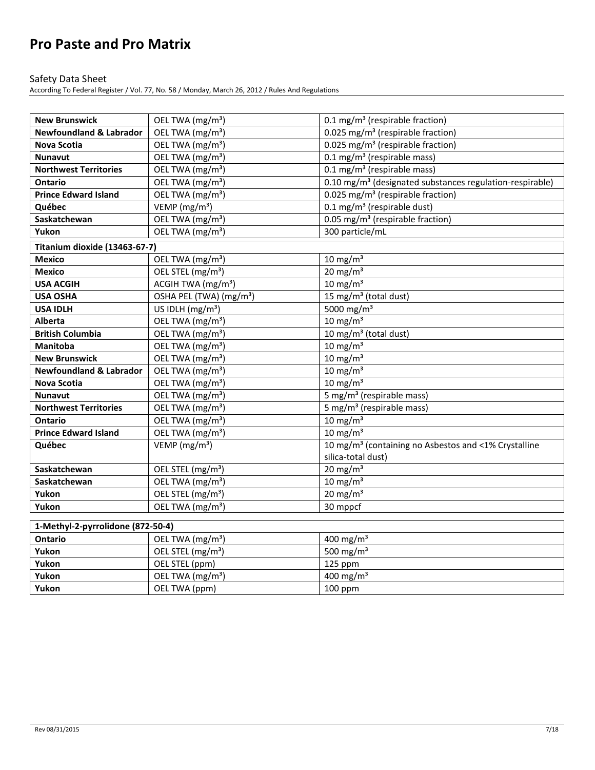| | | |
|---|---|---|
| **New Brunswick** | OEL TWA (mg/m³) | 0.1 mg/m³ (respirable fraction) |
| **Newfoundland & Labrador** | OEL TWA (mg/m³) | 0.025 mg/m³ (respirable fraction) |
| **Nova Scotia** | OEL TWA (mg/m³) | 0.025 mg/m³ (respirable fraction) |
| **Nunavut** | OEL TWA (mg/m³) | 0.1 mg/m³ (respirable mass) |
| **Northwest Territories** | OEL TWA (mg/m³) | 0.1 mg/m³ (respirable mass) |
| **Ontario** | OEL TWA (mg/m³) | 0.10 mg/m³ (designated substances regulation-respirable) |
| **Prince Edward Island** | OEL TWA (mg/m³) | 0.025 mg/m³ (respirable fraction) |
| **Québec** | VEMP (mg/m³) | 0.1 mg/m³ (respirable dust) |
| **Saskatchewan** | OEL TWA (mg/m³) | 0.05 mg/m³ (respirable fraction) |
| **Yukon** | OEL TWA (mg/m³) | 300 particle/mL |

| **Titanium dioxide (13463-67-7)** | | |
|---|---|---|
| **Mexico** | OEL TWA (mg/m³) | 10 mg/m³ |
| **Mexico** | OEL STEL (mg/m³) | 20 mg/m³ |
| **USA ACGIH** | ACGIH TWA (mg/m³) | 10 mg/m³ |
| **USA OSHA** | OSHA PEL (TWA) (mg/m³) | 15 mg/m³ (total dust) |
| **USA IDLH** | US IDLH (mg/m³) | 5000 mg/m³ |
| **Alberta** | OEL TWA (mg/m³) | 10 mg/m³ |
| **British Columbia** | OEL TWA (mg/m³) | 10 mg/m³ (total dust) |
| **Manitoba** | OEL TWA (mg/m³) | 10 mg/m³ |
| **New Brunswick** | OEL TWA (mg/m³) | 10 mg/m³ |
| **Newfoundland & Labrador** | OEL TWA (mg/m³) | 10 mg/m³ |
| **Nova Scotia** | OEL TWA (mg/m³) | 10 mg/m³ |
| **Nunavut** | OEL TWA (mg/m³) | 5 mg/m³ (respirable mass) |
| **Northwest Territories** | OEL TWA (mg/m³) | 5 mg/m³ (respirable mass) |
| **Ontario** | OEL TWA (mg/m³) | 10 mg/m³ |
| **Prince Edward Island** | OEL TWA (mg/m³) | 10 mg/m³ |
| **Québec** | VEMP (mg/m³) | 10 mg/m³ (containing no Asbestos and <1% Crystalline silica-total dust) |
| **Saskatchewan** | OEL STEL (mg/m³) | 20 mg/m³ |
| **Saskatchewan** | OEL TWA (mg/m³) | 10 mg/m³ |
| **Yukon** | OEL STEL (mg/m³) | 20 mg/m³ |
| **Yukon** | OEL TWA (mg/m³) | 30 mppcf |

| **1-Methyl-2-pyrrolidone (872-50-4)** | | |
|---|---|---|
| **Ontario** | OEL TWA (mg/m³) | 400 mg/m³ |
| **Yukon** | OEL STEL (mg/m³) | 500 mg/m³ |
| **Yukon** | OEL STEL (ppm) | 125 ppm |
| **Yukon** | OEL TWA (mg/m³) | 400 mg/m³ |
| **Yukon** | OEL TWA (ppm) | 100 ppm |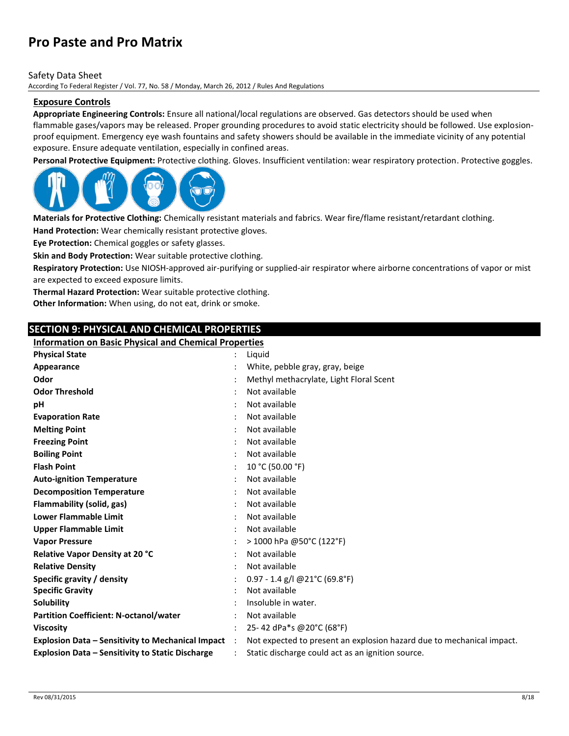## Exposure Controls

**Appropriate Engineering Controls:** Ensure all national/local regulations are observed. Gas detectors should be used when flammable gases/vapors may be released. Proper grounding procedures to avoid static electricity should be followed. Use explosion-proof equipment. Emergency eye wash fountains and safety showers should be available in the immediate vicinity of any potential exposure. Ensure adequate ventilation, especially in confined areas.

**Personal Protective Equipment:** Protective clothing. Gloves. Insufficient ventilation: wear respiratory protection. Protective goggles.

**Materials for Protective Clothing:** Chemically resistant materials and fabrics. Wear fire/flame resistant/retardant clothing.

**Hand Protection:** Wear chemically resistant protective gloves.

**Eye Protection:** Chemical goggles or safety glasses.

**Skin and Body Protection:** Wear suitable protective clothing.

**Respiratory Protection:** Use NIOSH-approved air-purifying or supplied-air respirator where airborne concentrations of vapor or mist are expected to exceed exposure limits.

**Thermal Hazard Protection:** Wear suitable protective clothing.

**Other Information:** When using, do not eat, drink or smoke.

## SECTION 9: PHYSICAL AND CHEMICAL PROPERTIES

### Information on Basic Physical and Chemical Properties

| Property | Value |
|---|---|
| **Physical State** | Liquid |
| **Appearance** | White, pebble gray, gray, beige |
| **Odor** | Methyl methacrylate, Light Floral Scent |
| **Odor Threshold** | Not available |
| **pH** | Not available |
| **Evaporation Rate** | Not available |
| **Melting Point** | Not available |
| **Freezing Point** | Not available |
| **Boiling Point** | Not available |
| **Flash Point** | 10 °C (50.00 °F) |
| **Auto-ignition Temperature** | Not available |
| **Decomposition Temperature** | Not available |
| **Flammability (solid, gas)** | Not available |
| **Lower Flammable Limit** | Not available |
| **Upper Flammable Limit** | Not available |
| **Vapor Pressure** | > 1000 hPa @50°C (122°F) |
| **Relative Vapor Density at 20 °C** | Not available |
| **Relative Density** | Not available |
| **Specific gravity / density** | 0.97 - 1.4 g/l @21°C (69.8°F) |
| **Specific Gravity** | Not available |
| **Solubility** | Insoluble in water. |
| **Partition Coefficient: N-octanol/water** | Not available |
| **Viscosity** | 25- 42 dPa*s @20°C (68°F) |
| **Explosion Data – Sensitivity to Mechanical Impact** | Not expected to present an explosion hazard due to mechanical impact. |
| **Explosion Data – Sensitivity to Static Discharge** | Static discharge could act as an ignition source. |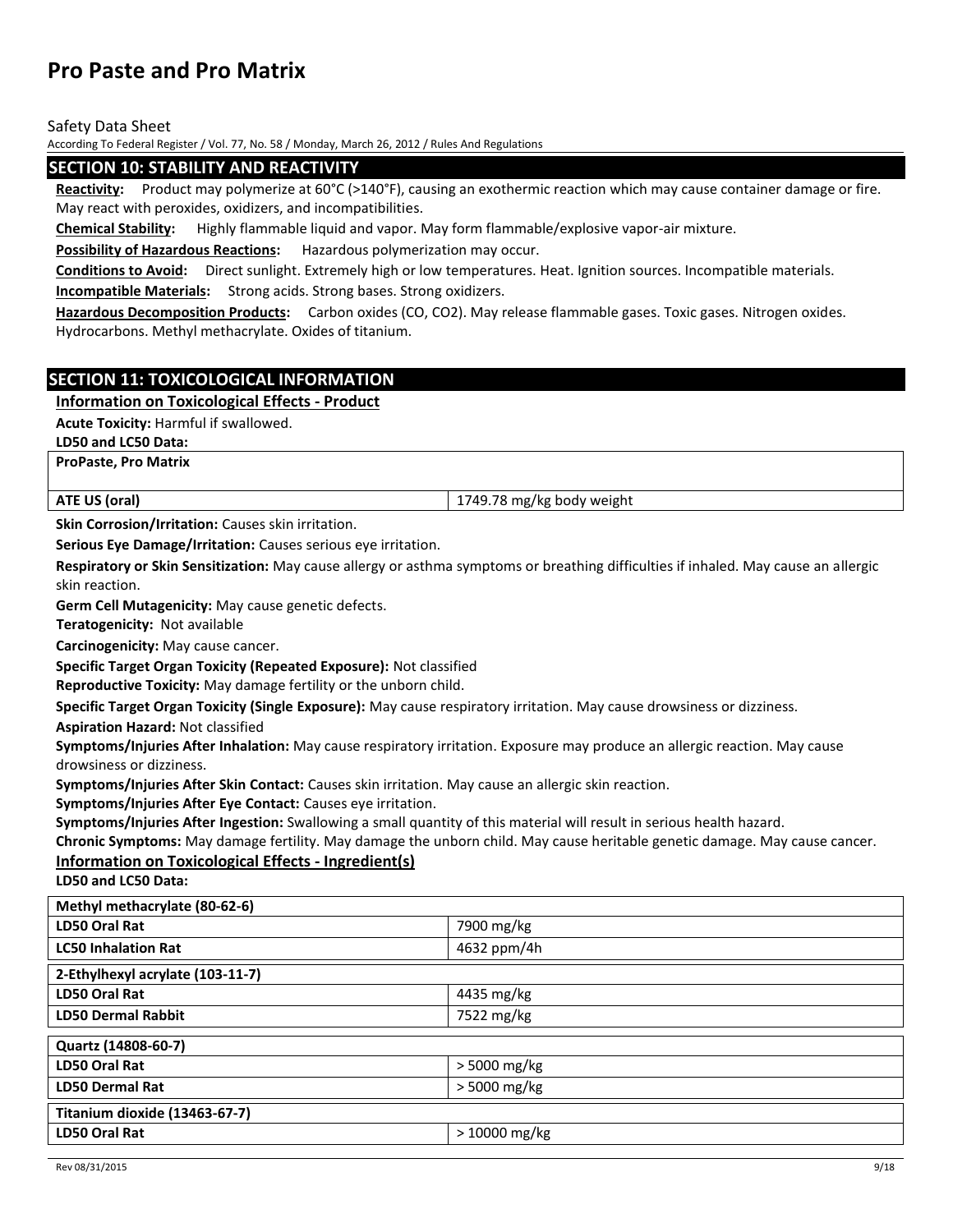## SECTION 10: STABILITY AND REACTIVITY

**Reactivity:** Product may polymerize at 60°C (>140°F), causing an exothermic reaction which may cause container damage or fire. May react with peroxides, oxidizers, and incompatibilities.

**Chemical Stability:** Highly flammable liquid and vapor. May form flammable/explosive vapor-air mixture.

**Possibility of Hazardous Reactions:** Hazardous polymerization may occur.

**Conditions to Avoid:** Direct sunlight. Extremely high or low temperatures. Heat. Ignition sources. Incompatible materials.

**Incompatible Materials:** Strong acids. Strong bases. Strong oxidizers.

**Hazardous Decomposition Products:** Carbon oxides (CO, $CO_2$). May release flammable gases. Toxic gases. Nitrogen oxides. Hydrocarbons. Methyl methacrylate. Oxides of titanium.

## SECTION 11: TOXICOLOGICAL INFORMATION

### Information on Toxicological Effects - Product

**Acute Toxicity:** Harmful if swallowed.

**LD50 and LC50 Data:**

| ProPaste, Pro Matrix | |
|---|---|
| **ATE US (oral)** | 1749.78 mg/kg body weight |

**Skin Corrosion/Irritation:** Causes skin irritation.

**Serious Eye Damage/Irritation:** Causes serious eye irritation.

**Respiratory or Skin Sensitization:** May cause allergy or asthma symptoms or breathing difficulties if inhaled. May cause an allergic skin reaction.

**Germ Cell Mutagenicity:** May cause genetic defects.

**Teratogenicity:** Not available

**Carcinogenicity:** May cause cancer.

**Specific Target Organ Toxicity (Repeated Exposure):** Not classified

**Reproductive Toxicity:** May damage fertility or the unborn child.

**Specific Target Organ Toxicity (Single Exposure):** May cause respiratory irritation. May cause drowsiness or dizziness.

**Aspiration Hazard:** Not classified

**Symptoms/Injuries After Inhalation:** May cause respiratory irritation. Exposure may produce an allergic reaction. May cause drowsiness or dizziness.

**Symptoms/Injuries After Skin Contact:** Causes skin irritation. May cause an allergic skin reaction.

**Symptoms/Injuries After Eye Contact:** Causes eye irritation.

**Symptoms/Injuries After Ingestion:** Swallowing a small quantity of this material will result in serious health hazard.

**Chronic Symptoms:** May damage fertility. May damage the unborn child. May cause heritable genetic damage. May cause cancer.

### Information on Toxicological Effects - Ingredient(s)

**LD50 and LC50 Data:**

| Methyl methacrylate (80-62-6) | |
|---|---|
| **LD50 Oral Rat** | 7900 mg/kg |
| **LC50 Inhalation Rat** | 4632 ppm/4h |

| 2-Ethylhexyl acrylate (103-11-7) | |
|---|---|
| **LD50 Oral Rat** | 4435 mg/kg |
| **LD50 Dermal Rabbit** | 7522 mg/kg |

| Quartz (14808-60-7) | |
|---|---|
| **LD50 Oral Rat** | > 5000 mg/kg |
| **LD50 Dermal Rat** | > 5000 mg/kg |

| Titanium dioxide (13463-67-7) | |
|---|---|
| **LD50 Oral Rat** | > 10000 mg/kg |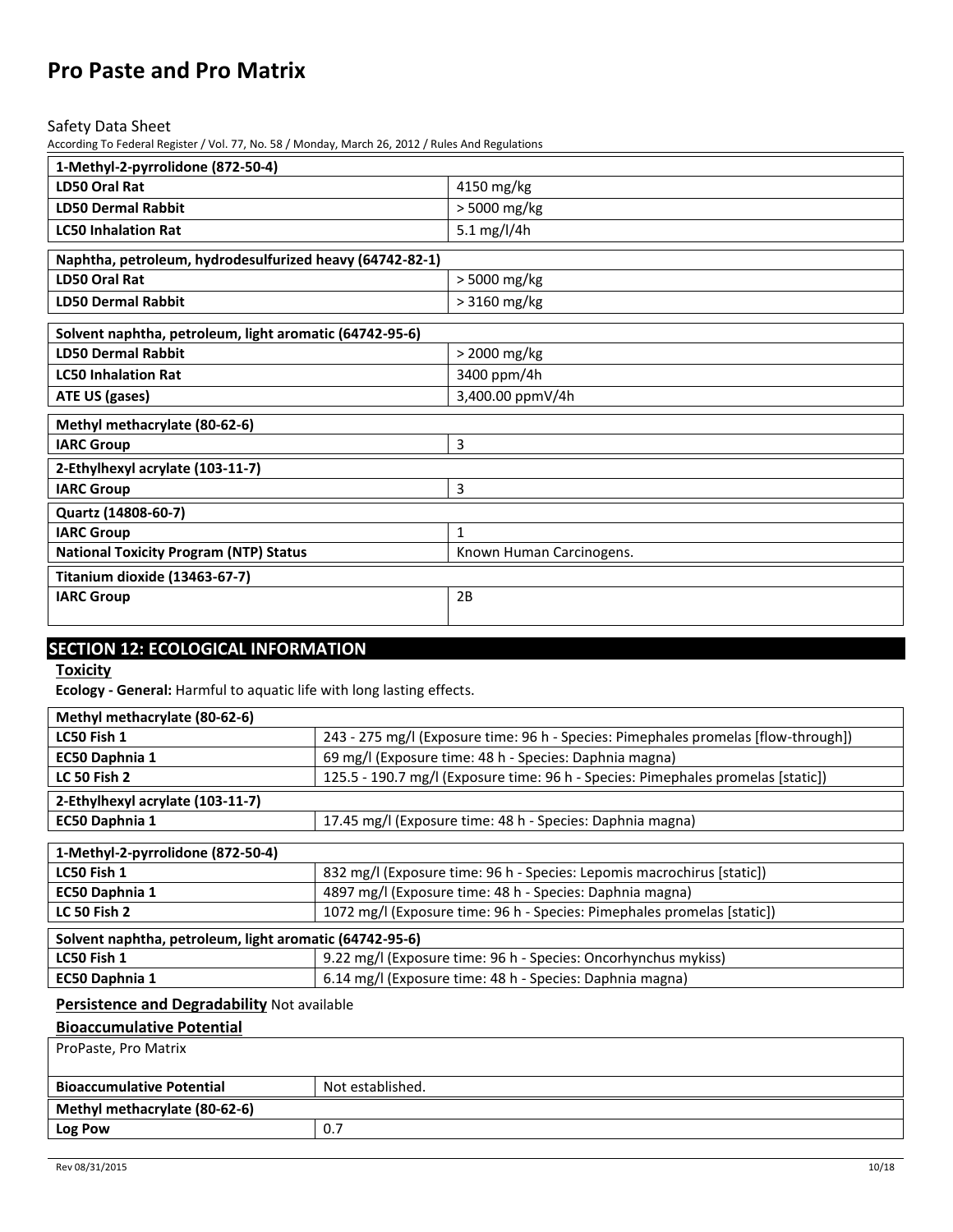| 1-Methyl-2-pyrrolidone (872-50-4) | |
|---|---|
| **LD50 Oral Rat** | 4150 mg/kg |
| **LD50 Dermal Rabbit** | > 5000 mg/kg |
| **LC50 Inhalation Rat** | 5.1 mg/l/4h |

| Naphtha, petroleum, hydrodesulfurized heavy (64742-82-1) | |
|---|---|
| **LD50 Oral Rat** | > 5000 mg/kg |
| **LD50 Dermal Rabbit** | > 3160 mg/kg |

| Solvent naphtha, petroleum, light aromatic (64742-95-6) | |
|---|---|
| **LD50 Dermal Rabbit** | > 2000 mg/kg |
| **LC50 Inhalation Rat** | 3400 ppm/4h |
| **ATE US (gases)** | 3,400.00 ppmV/4h |

| Methyl methacrylate (80-62-6) | |
|---|---|
| **IARC Group** | 3 |

| 2-Ethylhexyl acrylate (103-11-7) | |
|---|---|
| **IARC Group** | 3 |

| Quartz (14808-60-7) | |
|---|---|
| **IARC Group** | 1 |
| **National Toxicity Program (NTP) Status** | Known Human Carcinogens. |

| Titanium dioxide (13463-67-7) | |
|---|---|
| **IARC Group** | 2B |

## SECTION 12: ECOLOGICAL INFORMATION

### Toxicity

**Ecology - General:** Harmful to aquatic life with long lasting effects.

| Methyl methacrylate (80-62-6) | |
|---|---|
| **LC50 Fish 1** | 243 - 275 mg/l (Exposure time: 96 h - Species: Pimephales promelas [flow-through]) |
| **EC50 Daphnia 1** | 69 mg/l (Exposure time: 48 h - Species: Daphnia magna) |
| **LC 50 Fish 2** | 125.5 - 190.7 mg/l (Exposure time: 96 h - Species: Pimephales promelas [static]) |

| 2-Ethylhexyl acrylate (103-11-7) | |
|---|---|
| **EC50 Daphnia 1** | 17.45 mg/l (Exposure time: 48 h - Species: Daphnia magna) |

| 1-Methyl-2-pyrrolidone (872-50-4) | |
|---|---|
| **LC50 Fish 1** | 832 mg/l (Exposure time: 96 h - Species: Lepomis macrochirus [static]) |
| **EC50 Daphnia 1** | 4897 mg/l (Exposure time: 48 h - Species: Daphnia magna) |
| **LC 50 Fish 2** | 1072 mg/l (Exposure time: 96 h - Species: Pimephales promelas [static]) |

| Solvent naphtha, petroleum, light aromatic (64742-95-6) | |
|---|---|
| **LC50 Fish 1** | 9.22 mg/l (Exposure time: 96 h - Species: Oncorhynchus mykiss) |
| **EC50 Daphnia 1** | 6.14 mg/l (Exposure time: 48 h - Species: Daphnia magna) |

**Persistence and Degradability** Not available

### Bioaccumulative Potential

| ProPaste, Pro Matrix | |
|---|---|
| **Bioaccumulative Potential** | Not established. |

| Methyl methacrylate (80-62-6) | |
|---|---|
| **Log Pow** | 0.7 |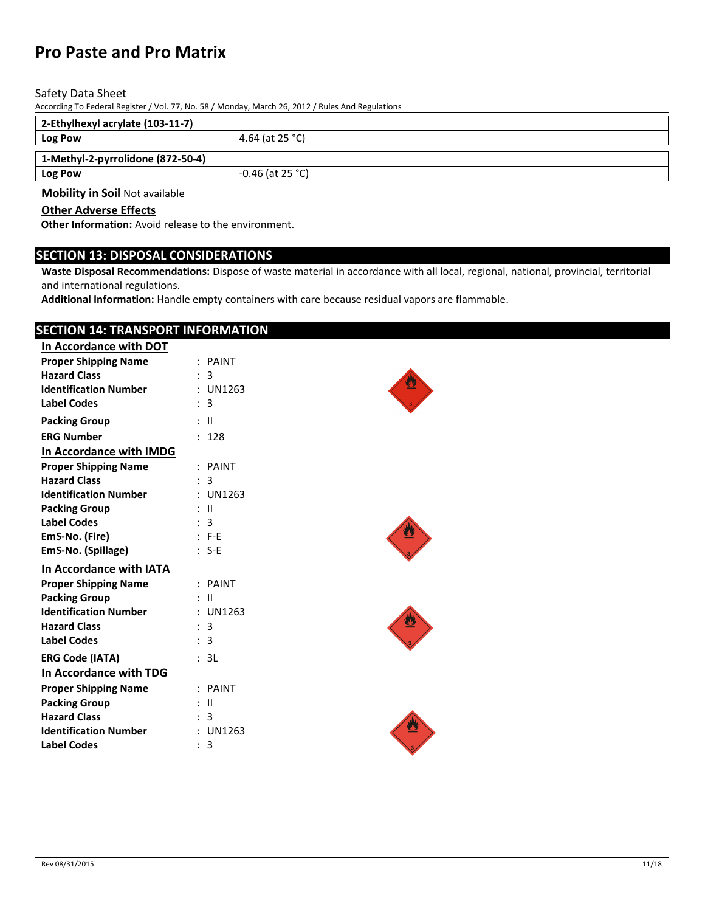| 2-Ethylhexyl acrylate (103-11-7) | |
| --- | --- |
| Log Pow | 4.64 (at 25 °C) |

| 1-Methyl-2-pyrrolidone (872-50-4) | |
| --- | --- |
| Log Pow | -0.46 (at 25 °C) |

**Mobility in Soil** Not available

**Other Adverse Effects**

**Other Information:** Avoid release to the environment.

## SECTION 13: DISPOSAL CONSIDERATIONS

**Waste Disposal Recommendations:** Dispose of waste material in accordance with all local, regional, national, provincial, territorial and international regulations.

**Additional Information:** Handle empty containers with care because residual vapors are flammable.

## SECTION 14: TRANSPORT INFORMATION

**In Accordance with DOT**

**Proper Shipping Name** : PAINT
**Hazard Class** : 3
**Identification Number** : UN1263
**Label Codes** : 3
**Packing Group** : II
**ERG Number** : 128

**In Accordance with IMDG**

**Proper Shipping Name** : PAINT
**Hazard Class** : 3
**Identification Number** : UN1263
**Packing Group** : II
**Label Codes** : 3
**EmS-No. (Fire)** : F-E
**EmS-No. (Spillage)** : S-E

**In Accordance with IATA**

**Proper Shipping Name** : PAINT
**Packing Group** : II
**Identification Number** : UN1263
**Hazard Class** : 3
**Label Codes** : 3
**ERG Code (IATA)** : 3L

**In Accordance with TDG**

**Proper Shipping Name** : PAINT
**Packing Group** : II
**Hazard Class** : 3
**Identification Number** : UN1263
**Label Codes** : 3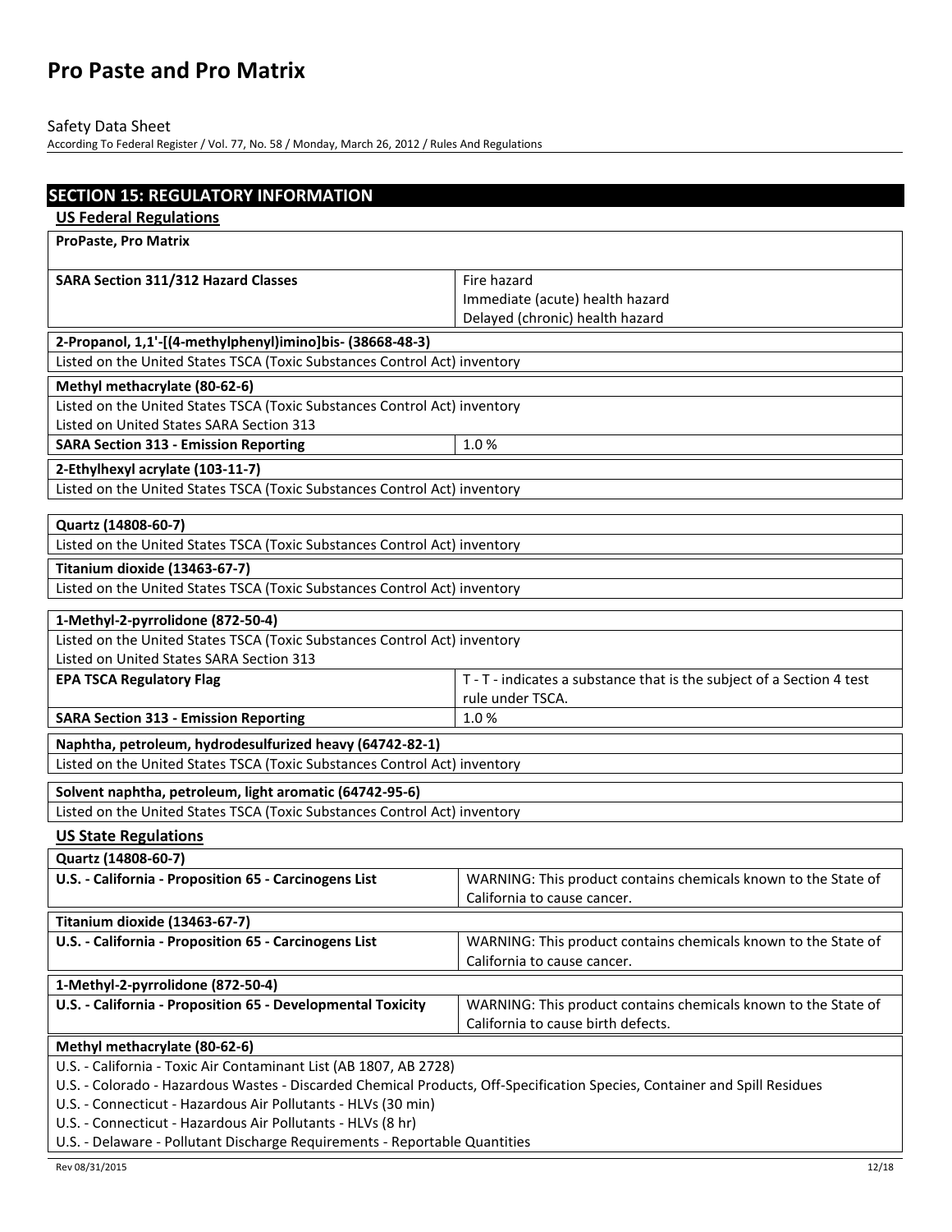## SECTION 15: REGULATORY INFORMATION

### US Federal Regulations

**ProPaste, Pro Matrix**

| | |
|---|---|
| **SARA Section 311/312 Hazard Classes** | Fire hazard<br>Immediate (acute) health hazard<br>Delayed (chronic) health hazard |

**2-Propanol, 1,1'-[(4-methylphenyl)imino]bis- (38668-48-3)**

Listed on the United States TSCA (Toxic Substances Control Act) inventory

**Methyl methacrylate (80-62-6)**

Listed on the United States TSCA (Toxic Substances Control Act) inventory
Listed on United States SARA Section 313

| | |
|---|---|
| **SARA Section 313 - Emission Reporting** | 1.0 % |

**2-Ethylhexyl acrylate (103-11-7)**

Listed on the United States TSCA (Toxic Substances Control Act) inventory

**Quartz (14808-60-7)**

Listed on the United States TSCA (Toxic Substances Control Act) inventory

**Titanium dioxide (13463-67-7)**

Listed on the United States TSCA (Toxic Substances Control Act) inventory

**1-Methyl-2-pyrrolidone (872-50-4)**

Listed on the United States TSCA (Toxic Substances Control Act) inventory
Listed on United States SARA Section 313

| | |
|---|---|
| **EPA TSCA Regulatory Flag** | T - T - indicates a substance that is the subject of a Section 4 test rule under TSCA. |
| **SARA Section 313 - Emission Reporting** | 1.0 % |

**Naphtha, petroleum, hydrodesulfurized heavy (64742-82-1)**

Listed on the United States TSCA (Toxic Substances Control Act) inventory

**Solvent naphtha, petroleum, light aromatic (64742-95-6)**

Listed on the United States TSCA (Toxic Substances Control Act) inventory

### US State Regulations

**Quartz (14808-60-7)**

| | |
|---|---|
| **U.S. - California - Proposition 65 - Carcinogens List** | WARNING: This product contains chemicals known to the State of California to cause cancer. |

**Titanium dioxide (13463-67-7)**

| | |
|---|---|
| **U.S. - California - Proposition 65 - Carcinogens List** | WARNING: This product contains chemicals known to the State of California to cause cancer. |

**1-Methyl-2-pyrrolidone (872-50-4)**

| | |
|---|---|
| **U.S. - California - Proposition 65 - Developmental Toxicity** | WARNING: This product contains chemicals known to the State of California to cause birth defects. |

**Methyl methacrylate (80-62-6)**

U.S. - California - Toxic Air Contaminant List (AB 1807, AB 2728)
U.S. - Colorado - Hazardous Wastes - Discarded Chemical Products, Off-Specification Species, Container and Spill Residues
U.S. - Connecticut - Hazardous Air Pollutants - HLVs (30 min)
U.S. - Connecticut - Hazardous Air Pollutants - HLVs (8 hr)
U.S. - Delaware - Pollutant Discharge Requirements - Reportable Quantities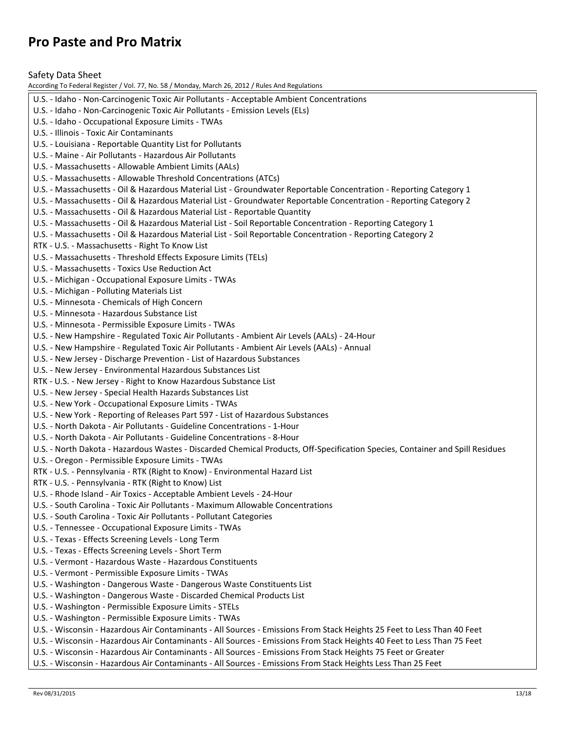U.S. - Idaho - Non-Carcinogenic Toxic Air Pollutants - Acceptable Ambient Concentrations
U.S. - Idaho - Non-Carcinogenic Toxic Air Pollutants - Emission Levels (ELs)
U.S. - Idaho - Occupational Exposure Limits - TWAs
U.S. - Illinois - Toxic Air Contaminants
U.S. - Louisiana - Reportable Quantity List for Pollutants
U.S. - Maine - Air Pollutants - Hazardous Air Pollutants
U.S. - Massachusetts - Allowable Ambient Limits (AALs)
U.S. - Massachusetts - Allowable Threshold Concentrations (ATCs)
U.S. - Massachusetts - Oil & Hazardous Material List - Groundwater Reportable Concentration - Reporting Category 1
U.S. - Massachusetts - Oil & Hazardous Material List - Groundwater Reportable Concentration - Reporting Category 2
U.S. - Massachusetts - Oil & Hazardous Material List - Reportable Quantity
U.S. - Massachusetts - Oil & Hazardous Material List - Soil Reportable Concentration - Reporting Category 1
U.S. - Massachusetts - Oil & Hazardous Material List - Soil Reportable Concentration - Reporting Category 2
RTK - U.S. - Massachusetts - Right To Know List
U.S. - Massachusetts - Threshold Effects Exposure Limits (TELs)
U.S. - Massachusetts - Toxics Use Reduction Act
U.S. - Michigan - Occupational Exposure Limits - TWAs
U.S. - Michigan - Polluting Materials List
U.S. - Minnesota - Chemicals of High Concern
U.S. - Minnesota - Hazardous Substance List
U.S. - Minnesota - Permissible Exposure Limits - TWAs
U.S. - New Hampshire - Regulated Toxic Air Pollutants - Ambient Air Levels (AALs) - 24-Hour
U.S. - New Hampshire - Regulated Toxic Air Pollutants - Ambient Air Levels (AALs) - Annual
U.S. - New Jersey - Discharge Prevention - List of Hazardous Substances
U.S. - New Jersey - Environmental Hazardous Substances List
RTK - U.S. - New Jersey - Right to Know Hazardous Substance List
U.S. - New Jersey - Special Health Hazards Substances List
U.S. - New York - Occupational Exposure Limits - TWAs
U.S. - New York - Reporting of Releases Part 597 - List of Hazardous Substances
U.S. - North Dakota - Air Pollutants - Guideline Concentrations - 1-Hour
U.S. - North Dakota - Air Pollutants - Guideline Concentrations - 8-Hour
U.S. - North Dakota - Hazardous Wastes - Discarded Chemical Products, Off-Specification Species, Container and Spill Residues
U.S. - Oregon - Permissible Exposure Limits - TWAs
RTK - U.S. - Pennsylvania - RTK (Right to Know) - Environmental Hazard List
RTK - U.S. - Pennsylvania - RTK (Right to Know) List
U.S. - Rhode Island - Air Toxics - Acceptable Ambient Levels - 24-Hour
U.S. - South Carolina - Toxic Air Pollutants - Maximum Allowable Concentrations
U.S. - South Carolina - Toxic Air Pollutants - Pollutant Categories
U.S. - Tennessee - Occupational Exposure Limits - TWAs
U.S. - Texas - Effects Screening Levels - Long Term
U.S. - Texas - Effects Screening Levels - Short Term
U.S. - Vermont - Hazardous Waste - Hazardous Constituents
U.S. - Vermont - Permissible Exposure Limits - TWAs
U.S. - Washington - Dangerous Waste - Dangerous Waste Constituents List
U.S. - Washington - Dangerous Waste - Discarded Chemical Products List
U.S. - Washington - Permissible Exposure Limits - STELs
U.S. - Washington - Permissible Exposure Limits - TWAs
U.S. - Wisconsin - Hazardous Air Contaminants - All Sources - Emissions From Stack Heights 25 Feet to Less Than 40 Feet
U.S. - Wisconsin - Hazardous Air Contaminants - All Sources - Emissions From Stack Heights 40 Feet to Less Than 75 Feet
U.S. - Wisconsin - Hazardous Air Contaminants - All Sources - Emissions From Stack Heights 75 Feet or Greater
U.S. - Wisconsin - Hazardous Air Contaminants - All Sources - Emissions From Stack Heights Less Than 25 Feet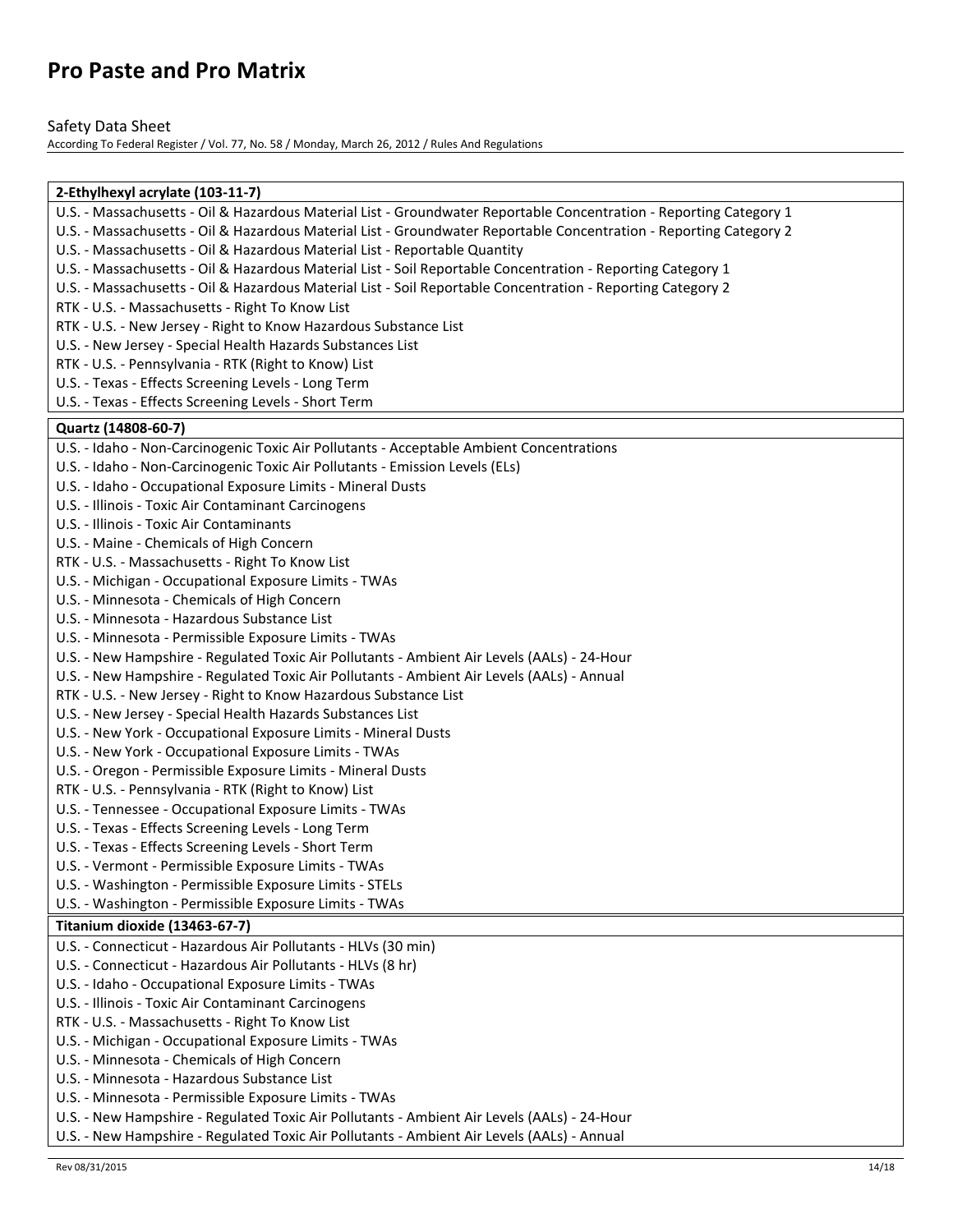| 2-Ethylhexyl acrylate (103-11-7) |
|---|
| U.S. - Massachusetts - Oil & Hazardous Material List - Groundwater Reportable Concentration - Reporting Category 1 |
| U.S. - Massachusetts - Oil & Hazardous Material List - Groundwater Reportable Concentration - Reporting Category 2 |
| U.S. - Massachusetts - Oil & Hazardous Material List - Reportable Quantity |
| U.S. - Massachusetts - Oil & Hazardous Material List - Soil Reportable Concentration - Reporting Category 1 |
| U.S. - Massachusetts - Oil & Hazardous Material List - Soil Reportable Concentration - Reporting Category 2 |
| RTK - U.S. - Massachusetts - Right To Know List |
| RTK - U.S. - New Jersey - Right to Know Hazardous Substance List |
| U.S. - New Jersey - Special Health Hazards Substances List |
| RTK - U.S. - Pennsylvania - RTK (Right to Know) List |
| U.S. - Texas - Effects Screening Levels - Long Term |
| U.S. - Texas - Effects Screening Levels - Short Term |

| Quartz (14808-60-7) |
|---|
| U.S. - Idaho - Non-Carcinogenic Toxic Air Pollutants - Acceptable Ambient Concentrations |
| U.S. - Idaho - Non-Carcinogenic Toxic Air Pollutants - Emission Levels (ELs) |
| U.S. - Idaho - Occupational Exposure Limits - Mineral Dusts |
| U.S. - Illinois - Toxic Air Contaminant Carcinogens |
| U.S. - Illinois - Toxic Air Contaminants |
| U.S. - Maine - Chemicals of High Concern |
| RTK - U.S. - Massachusetts - Right To Know List |
| U.S. - Michigan - Occupational Exposure Limits - TWAs |
| U.S. - Minnesota - Chemicals of High Concern |
| U.S. - Minnesota - Hazardous Substance List |
| U.S. - Minnesota - Permissible Exposure Limits - TWAs |
| U.S. - New Hampshire - Regulated Toxic Air Pollutants - Ambient Air Levels (AALs) - 24-Hour |
| U.S. - New Hampshire - Regulated Toxic Air Pollutants - Ambient Air Levels (AALs) - Annual |
| RTK - U.S. - New Jersey - Right to Know Hazardous Substance List |
| U.S. - New Jersey - Special Health Hazards Substances List |
| U.S. - New York - Occupational Exposure Limits - Mineral Dusts |
| U.S. - New York - Occupational Exposure Limits - TWAs |
| U.S. - Oregon - Permissible Exposure Limits - Mineral Dusts |
| RTK - U.S. - Pennsylvania - RTK (Right to Know) List |
| U.S. - Tennessee - Occupational Exposure Limits - TWAs |
| U.S. - Texas - Effects Screening Levels - Long Term |
| U.S. - Texas - Effects Screening Levels - Short Term |
| U.S. - Vermont - Permissible Exposure Limits - TWAs |
| U.S. - Washington - Permissible Exposure Limits - STELs |
| U.S. - Washington - Permissible Exposure Limits - TWAs |

| Titanium dioxide (13463-67-7) |
|---|
| U.S. - Connecticut - Hazardous Air Pollutants - HLVs (30 min) |
| U.S. - Connecticut - Hazardous Air Pollutants - HLVs (8 hr) |
| U.S. - Idaho - Occupational Exposure Limits - TWAs |
| U.S. - Illinois - Toxic Air Contaminant Carcinogens |
| RTK - U.S. - Massachusetts - Right To Know List |
| U.S. - Michigan - Occupational Exposure Limits - TWAs |
| U.S. - Minnesota - Chemicals of High Concern |
| U.S. - Minnesota - Hazardous Substance List |
| U.S. - Minnesota - Permissible Exposure Limits - TWAs |
| U.S. - New Hampshire - Regulated Toxic Air Pollutants - Ambient Air Levels (AALs) - 24-Hour |
| U.S. - New Hampshire - Regulated Toxic Air Pollutants - Ambient Air Levels (AALs) - Annual |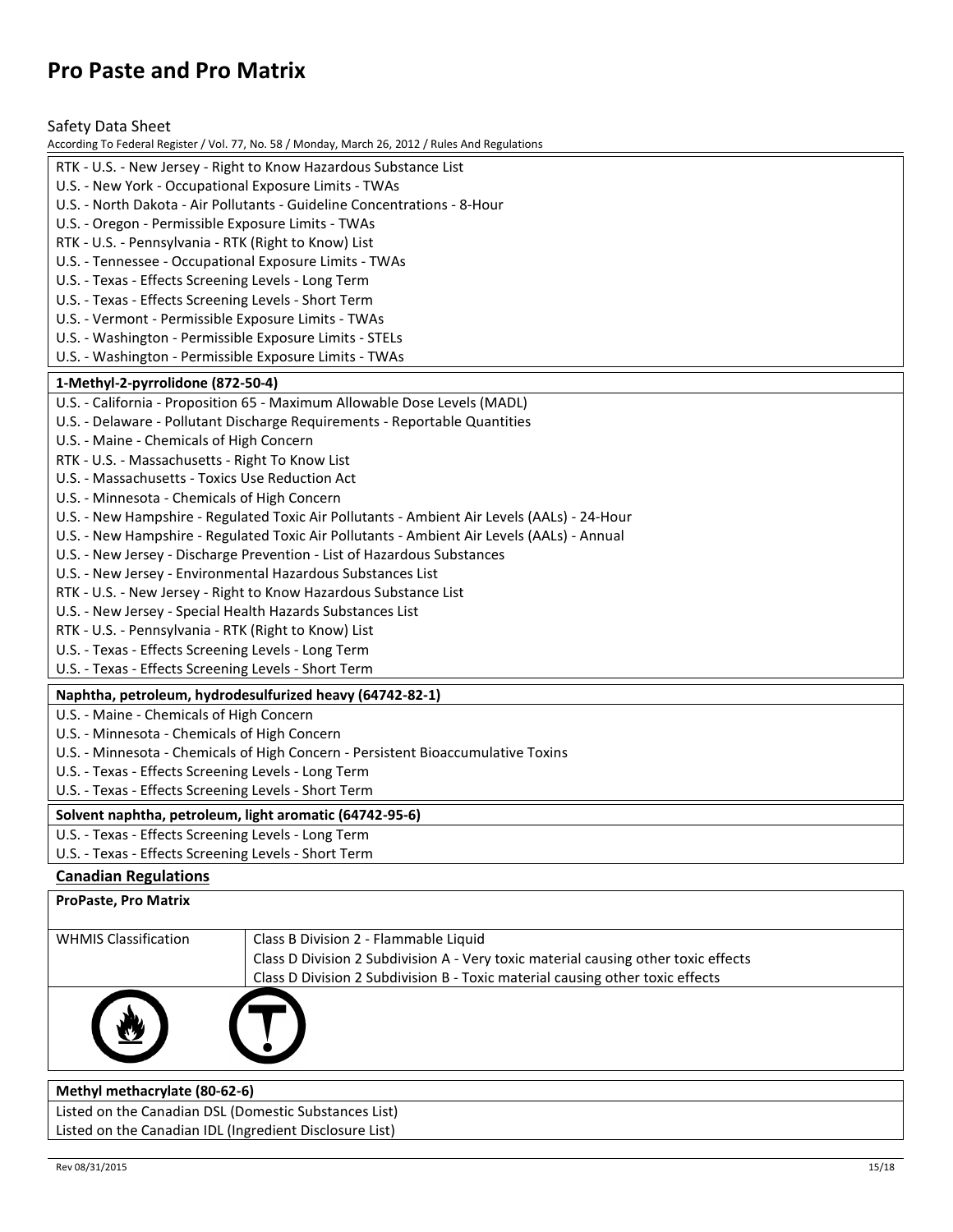RTK - U.S. - New Jersey - Right to Know Hazardous Substance List
U.S. - New York - Occupational Exposure Limits - TWAs
U.S. - North Dakota - Air Pollutants - Guideline Concentrations - 8-Hour
U.S. - Oregon - Permissible Exposure Limits - TWAs
RTK - U.S. - Pennsylvania - RTK (Right to Know) List
U.S. - Tennessee - Occupational Exposure Limits - TWAs
U.S. - Texas - Effects Screening Levels - Long Term
U.S. - Texas - Effects Screening Levels - Short Term
U.S. - Vermont - Permissible Exposure Limits - TWAs
U.S. - Washington - Permissible Exposure Limits - STELs
U.S. - Washington - Permissible Exposure Limits - TWAs

**1-Methyl-2-pyrrolidone (872-50-4)**

U.S. - California - Proposition 65 - Maximum Allowable Dose Levels (MADL)
U.S. - Delaware - Pollutant Discharge Requirements - Reportable Quantities
U.S. - Maine - Chemicals of High Concern
RTK - U.S. - Massachusetts - Right To Know List
U.S. - Massachusetts - Toxics Use Reduction Act
U.S. - Minnesota - Chemicals of High Concern
U.S. - New Hampshire - Regulated Toxic Air Pollutants - Ambient Air Levels (AALs) - 24-Hour
U.S. - New Hampshire - Regulated Toxic Air Pollutants - Ambient Air Levels (AALs) - Annual
U.S. - New Jersey - Discharge Prevention - List of Hazardous Substances
U.S. - New Jersey - Environmental Hazardous Substances List
RTK - U.S. - New Jersey - Right to Know Hazardous Substance List
U.S. - New Jersey - Special Health Hazards Substances List
RTK - U.S. - Pennsylvania - RTK (Right to Know) List
U.S. - Texas - Effects Screening Levels - Long Term
U.S. - Texas - Effects Screening Levels - Short Term

**Naphtha, petroleum, hydrodesulfurized heavy (64742-82-1)**

U.S. - Maine - Chemicals of High Concern
U.S. - Minnesota - Chemicals of High Concern
U.S. - Minnesota - Chemicals of High Concern - Persistent Bioaccumulative Toxins
U.S. - Texas - Effects Screening Levels - Long Term
U.S. - Texas - Effects Screening Levels - Short Term

**Solvent naphtha, petroleum, light aromatic (64742-95-6)**

U.S. - Texas - Effects Screening Levels - Long Term
U.S. - Texas - Effects Screening Levels - Short Term

## Canadian Regulations

**ProPaste, Pro Matrix**

| WHMIS Classification | Class B Division 2 - Flammable Liquid<br>Class D Division 2 Subdivision A - Very toxic material causing other toxic effects<br>Class D Division 2 Subdivision B - Toxic material causing other toxic effects |
|---|---|

**Methyl methacrylate (80-62-6)**

Listed on the Canadian DSL (Domestic Substances List)
Listed on the Canadian IDL (Ingredient Disclosure List)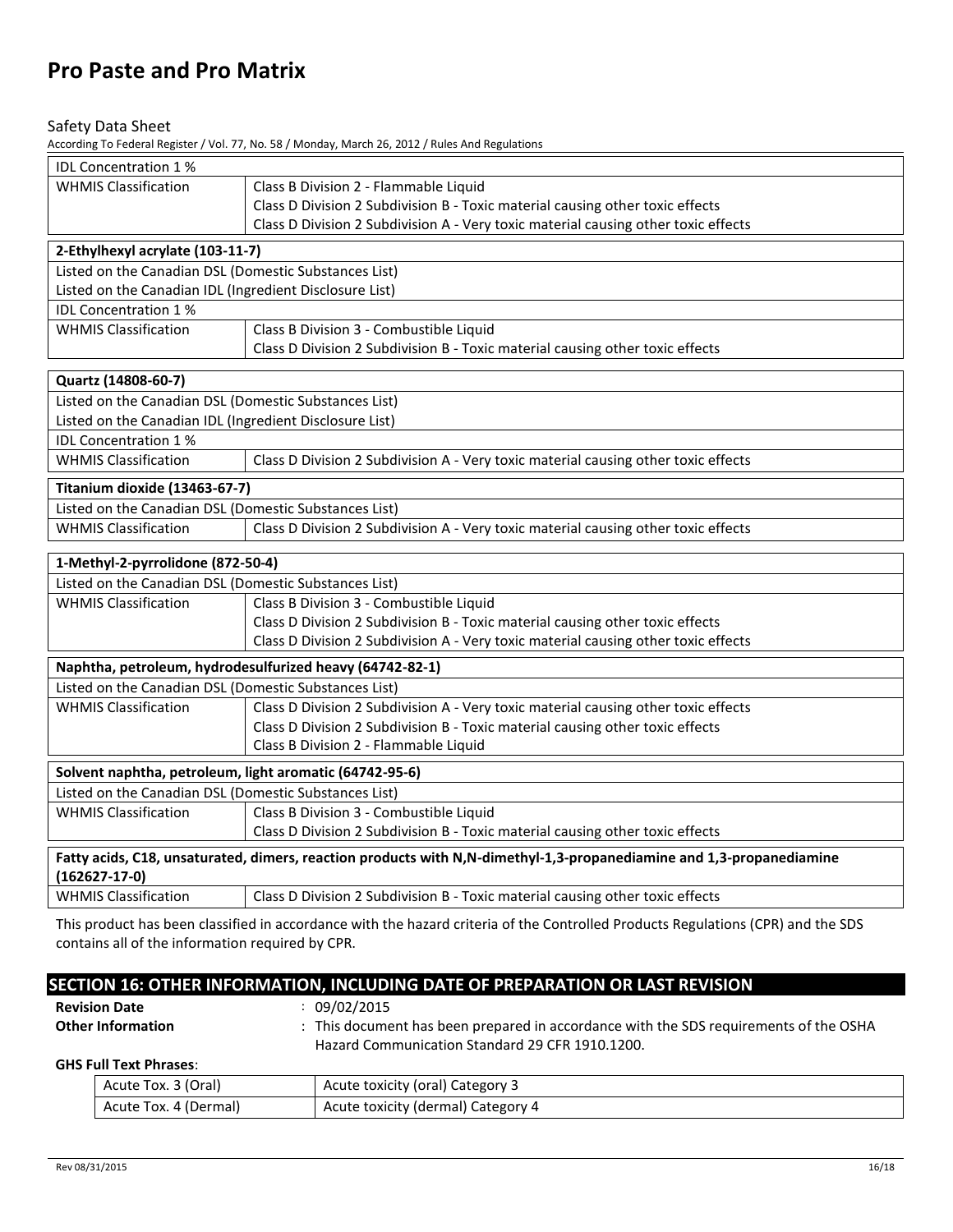| IDL Concentration 1 % | |
|---|---|
| WHMIS Classification | Class B Division 2 - Flammable Liquid<br>Class D Division 2 Subdivision B - Toxic material causing other toxic effects<br>Class D Division 2 Subdivision A - Very toxic material causing other toxic effects |

| **2-Ethylhexyl acrylate (103-11-7)** | |
|---|---|
| Listed on the Canadian DSL (Domestic Substances List) | |
| Listed on the Canadian IDL (Ingredient Disclosure List) | |
| IDL Concentration 1 % | |
| WHMIS Classification | Class B Division 3 - Combustible Liquid<br>Class D Division 2 Subdivision B - Toxic material causing other toxic effects |

| **Quartz (14808-60-7)** | |
|---|---|
| Listed on the Canadian DSL (Domestic Substances List) | |
| Listed on the Canadian IDL (Ingredient Disclosure List) | |
| IDL Concentration 1 % | |
| WHMIS Classification | Class D Division 2 Subdivision A - Very toxic material causing other toxic effects |

| **Titanium dioxide (13463-67-7)** | |
|---|---|
| Listed on the Canadian DSL (Domestic Substances List) | |
| WHMIS Classification | Class D Division 2 Subdivision A - Very toxic material causing other toxic effects |

| **1-Methyl-2-pyrrolidone (872-50-4)** | |
|---|---|
| Listed on the Canadian DSL (Domestic Substances List) | |
| WHMIS Classification | Class B Division 3 - Combustible Liquid<br>Class D Division 2 Subdivision B - Toxic material causing other toxic effects<br>Class D Division 2 Subdivision A - Very toxic material causing other toxic effects |

| **Naphtha, petroleum, hydrodesulfurized heavy (64742-82-1)** | |
|---|---|
| Listed on the Canadian DSL (Domestic Substances List) | |
| WHMIS Classification | Class D Division 2 Subdivision A - Very toxic material causing other toxic effects<br>Class D Division 2 Subdivision B - Toxic material causing other toxic effects<br>Class B Division 2 - Flammable Liquid |

| **Solvent naphtha, petroleum, light aromatic (64742-95-6)** | |
|---|---|
| Listed on the Canadian DSL (Domestic Substances List) | |
| WHMIS Classification | Class B Division 3 - Combustible Liquid<br>Class D Division 2 Subdivision B - Toxic material causing other toxic effects |

| **Fatty acids, C18, unsaturated, dimers, reaction products with N,N-dimethyl-1,3-propanediamine and 1,3-propanediamine (162627-17-0)** | |
|---|---|
| WHMIS Classification | Class D Division 2 Subdivision B - Toxic material causing other toxic effects |

This product has been classified in accordance with the hazard criteria of the Controlled Products Regulations (CPR) and the SDS contains all of the information required by CPR.

## SECTION 16: OTHER INFORMATION, INCLUDING DATE OF PREPARATION OR LAST REVISION

**Revision Date** : 09/02/2015

**Other Information** : This document has been prepared in accordance with the SDS requirements of the OSHA Hazard Communication Standard 29 CFR 1910.1200.

**GHS Full Text Phrases**:

| | |
|---|---|
| Acute Tox. 3 (Oral) | Acute toxicity (oral) Category 3 |
| Acute Tox. 4 (Dermal) | Acute toxicity (dermal) Category 4 |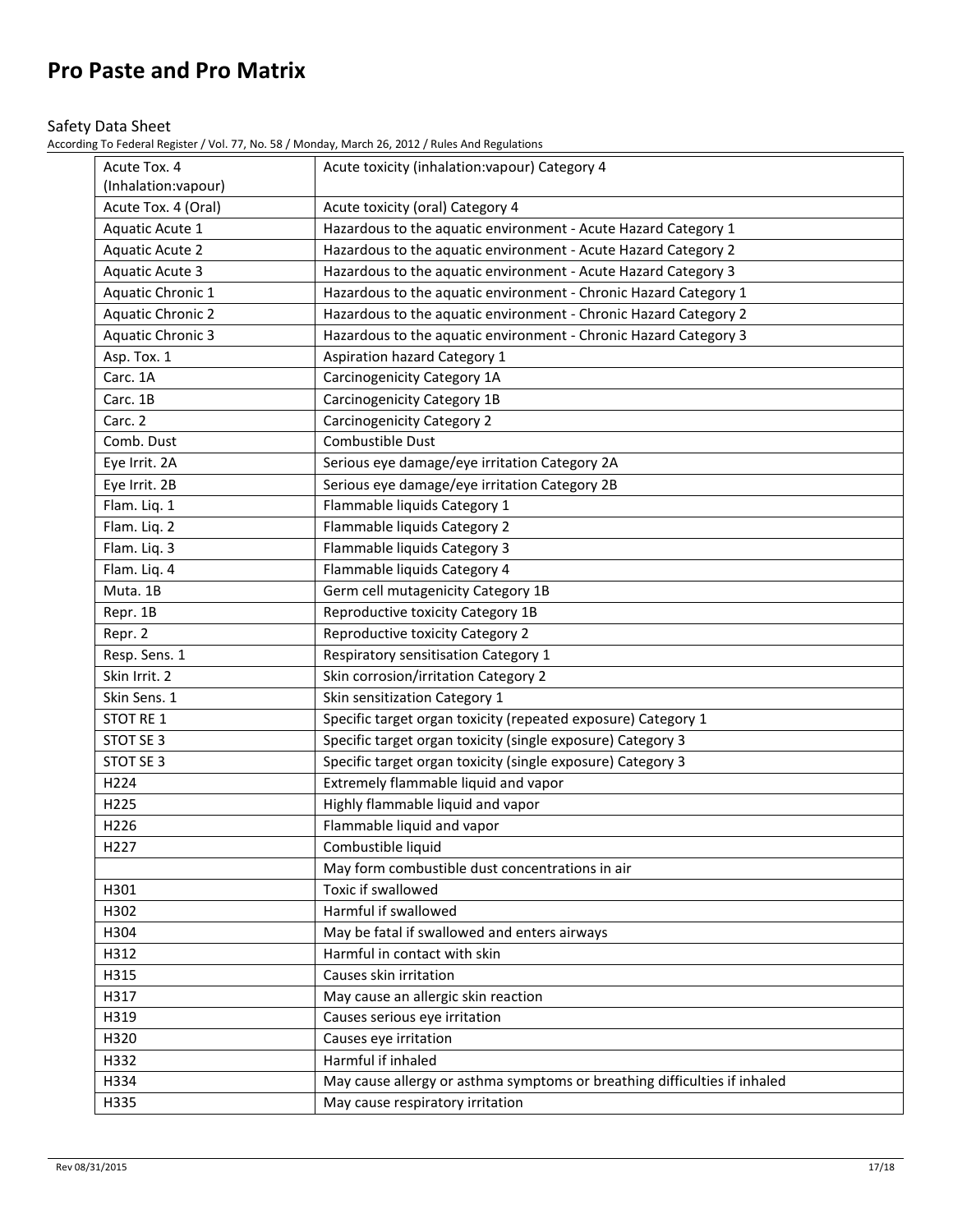| | |
|---|---|
| Acute Tox. 4 (Inhalation:vapour) | Acute toxicity (inhalation:vapour) Category 4 |
| Acute Tox. 4 (Oral) | Acute toxicity (oral) Category 4 |
| Aquatic Acute 1 | Hazardous to the aquatic environment - Acute Hazard Category 1 |
| Aquatic Acute 2 | Hazardous to the aquatic environment - Acute Hazard Category 2 |
| Aquatic Acute 3 | Hazardous to the aquatic environment - Acute Hazard Category 3 |
| Aquatic Chronic 1 | Hazardous to the aquatic environment - Chronic Hazard Category 1 |
| Aquatic Chronic 2 | Hazardous to the aquatic environment - Chronic Hazard Category 2 |
| Aquatic Chronic 3 | Hazardous to the aquatic environment - Chronic Hazard Category 3 |
| Asp. Tox. 1 | Aspiration hazard Category 1 |
| Carc. 1A | Carcinogenicity Category 1A |
| Carc. 1B | Carcinogenicity Category 1B |
| Carc. 2 | Carcinogenicity Category 2 |
| Comb. Dust | Combustible Dust |
| Eye Irrit. 2A | Serious eye damage/eye irritation Category 2A |
| Eye Irrit. 2B | Serious eye damage/eye irritation Category 2B |
| Flam. Liq. 1 | Flammable liquids Category 1 |
| Flam. Liq. 2 | Flammable liquids Category 2 |
| Flam. Liq. 3 | Flammable liquids Category 3 |
| Flam. Liq. 4 | Flammable liquids Category 4 |
| Muta. 1B | Germ cell mutagenicity Category 1B |
| Repr. 1B | Reproductive toxicity Category 1B |
| Repr. 2 | Reproductive toxicity Category 2 |
| Resp. Sens. 1 | Respiratory sensitisation Category 1 |
| Skin Irrit. 2 | Skin corrosion/irritation Category 2 |
| Skin Sens. 1 | Skin sensitization Category 1 |
| STOT RE 1 | Specific target organ toxicity (repeated exposure) Category 1 |
| STOT SE 3 | Specific target organ toxicity (single exposure) Category 3 |
| STOT SE 3 | Specific target organ toxicity (single exposure) Category 3 |
| H224 | Extremely flammable liquid and vapor |
| H225 | Highly flammable liquid and vapor |
| H226 | Flammable liquid and vapor |
| H227 | Combustible liquid |
| | May form combustible dust concentrations in air |
| H301 | Toxic if swallowed |
| H302 | Harmful if swallowed |
| H304 | May be fatal if swallowed and enters airways |
| H312 | Harmful in contact with skin |
| H315 | Causes skin irritation |
| H317 | May cause an allergic skin reaction |
| H319 | Causes serious eye irritation |
| H320 | Causes eye irritation |
| H332 | Harmful if inhaled |
| H334 | May cause allergy or asthma symptoms or breathing difficulties if inhaled |
| H335 | May cause respiratory irritation |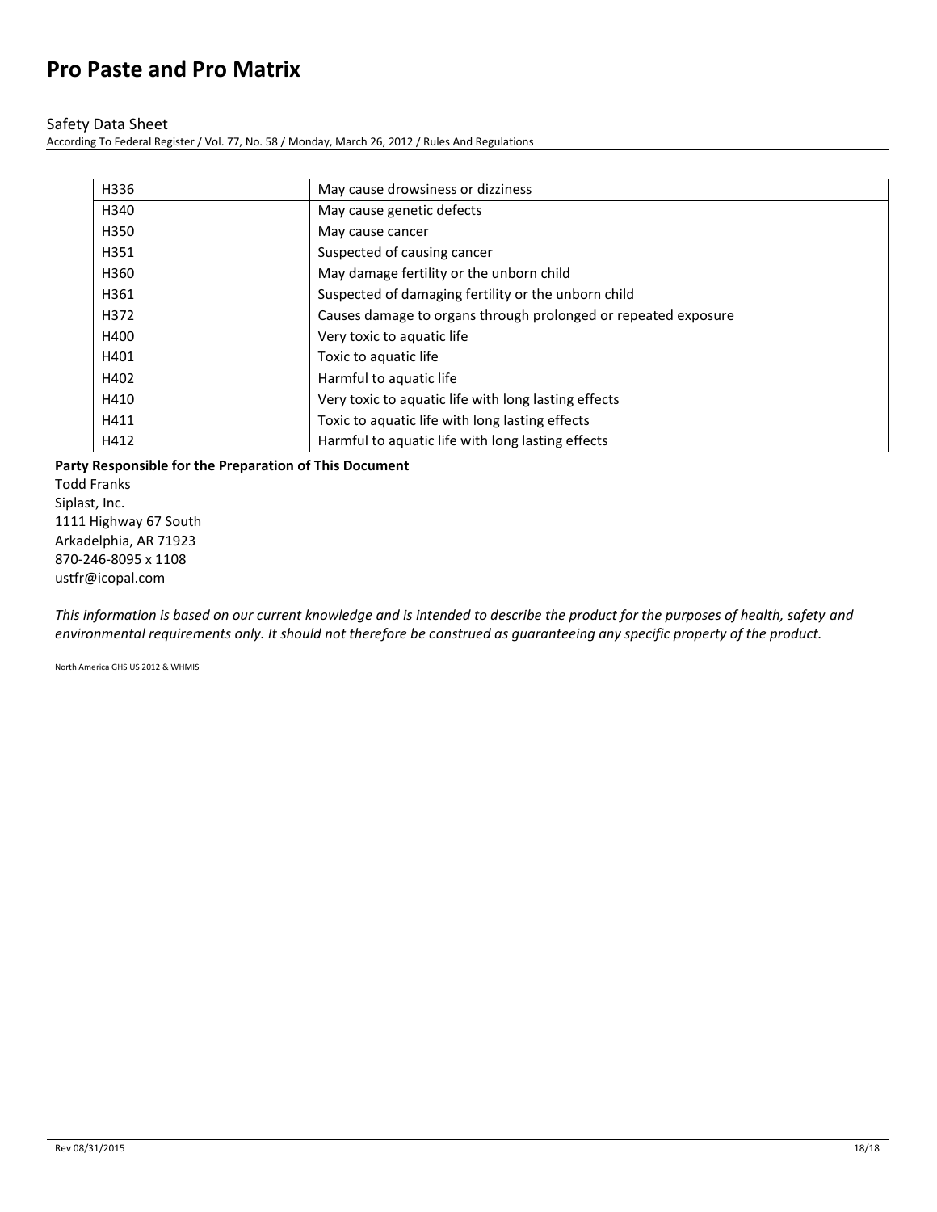| | |
|---|---|
| H336 | May cause drowsiness or dizziness |
| H340 | May cause genetic defects |
| H350 | May cause cancer |
| H351 | Suspected of causing cancer |
| H360 | May damage fertility or the unborn child |
| H361 | Suspected of damaging fertility or the unborn child |
| H372 | Causes damage to organs through prolonged or repeated exposure |
| H400 | Very toxic to aquatic life |
| H401 | Toxic to aquatic life |
| H402 | Harmful to aquatic life |
| H410 | Very toxic to aquatic life with long lasting effects |
| H411 | Toxic to aquatic life with long lasting effects |
| H412 | Harmful to aquatic life with long lasting effects |

**Party Responsible for the Preparation of This Document**

Todd Franks
Siplast, Inc.
1111 Highway 67 South
Arkadelphia, AR 71923
870-246-8095 x 1108
ustfr@icopal.com

*This information is based on our current knowledge and is intended to describe the product for the purposes of health, safety and environmental requirements only. It should not therefore be construed as guaranteeing any specific property of the product.*

North America GHS US 2012 & WHMIS